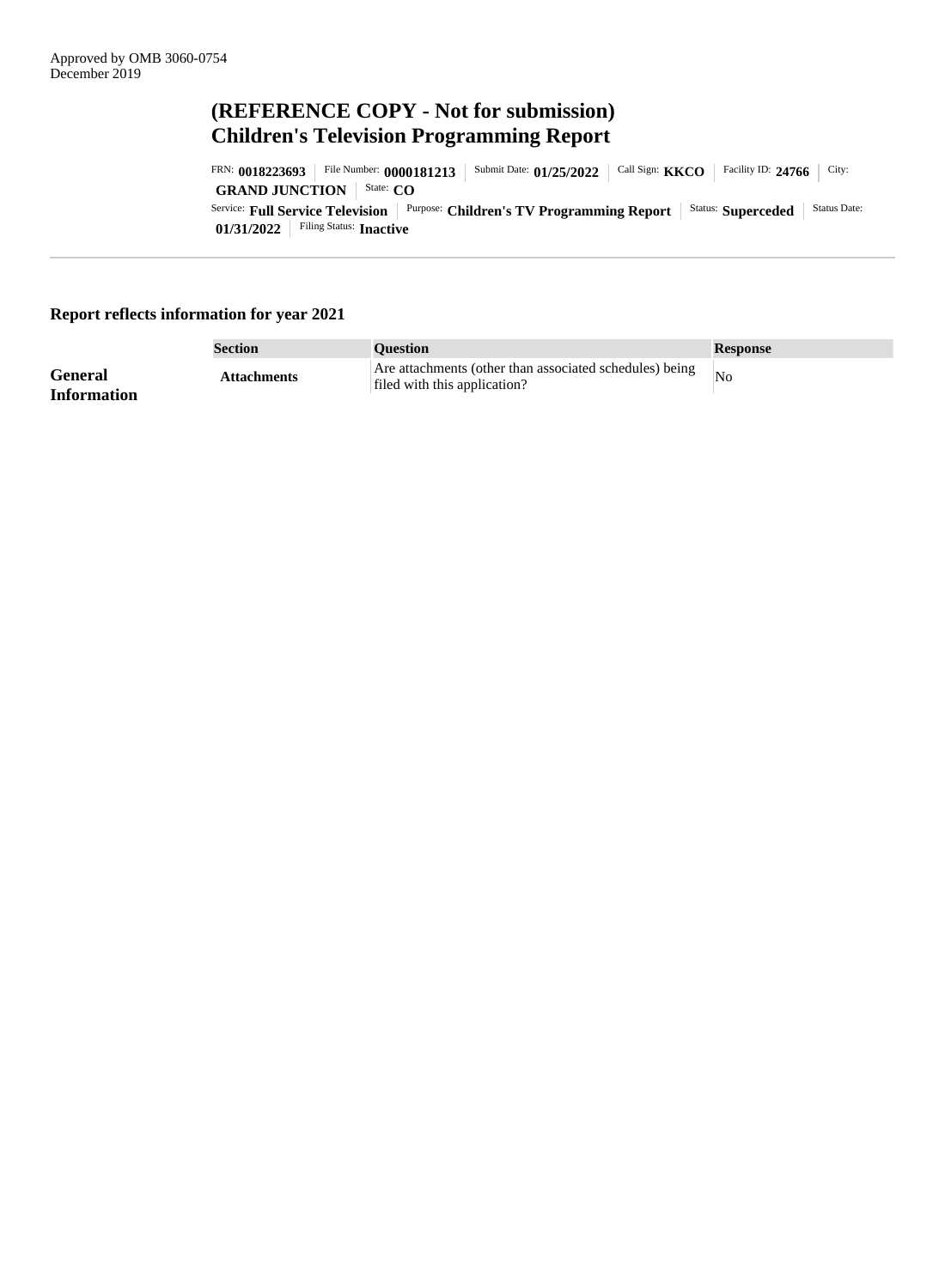Approved by OMB 3060-0754
December 2019

# (REFERENCE COPY - Not for submission)
# Children's Television Programming Report

FRN: **0018223693** | File Number: **0000181213** | Submit Date: **01/25/2022** | Call Sign: **KKCO** | Facility ID: **24766** | City: **GRAND JUNCTION** | State: **CO**

Service: **Full Service Television** | Purpose: **Children's TV Programming Report** | Status: **Superceded** | Status Date: **01/31/2022** | Filing Status: **Inactive**

---

**Report reflects information for year 2021**

| | Section | Question | Response |
|---|---|---|---|
| **General Information** | **Attachments** | Are attachments (other than associated schedules) being filed with this application? | No |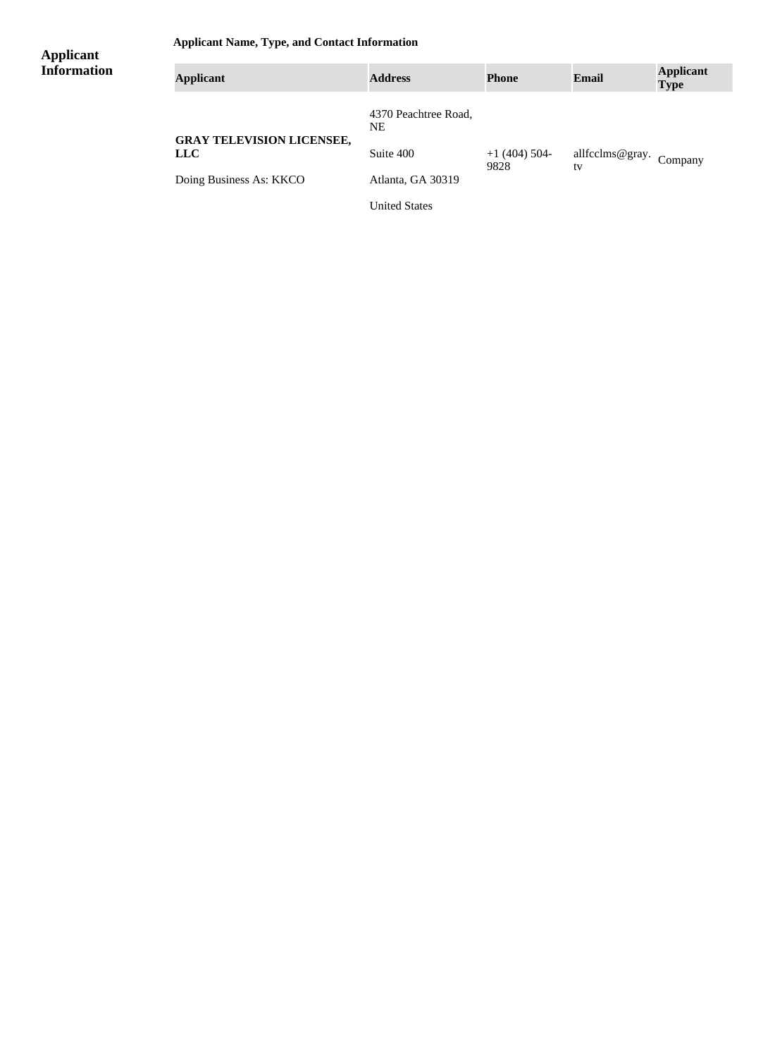## Applicant Information

**Applicant Name, Type, and Contact Information**

| Applicant | Address | Phone | Email | Applicant Type |
|---|---|---|---|---|
| **GRAY TELEVISION LICENSEE, LLC**<br>Doing Business As: KKCO | 4370 Peachtree Road, NE<br>Suite 400<br>Atlanta, GA 30319<br>United States | +1 (404) 504-9828 | allfcclms@gray.tv | Company |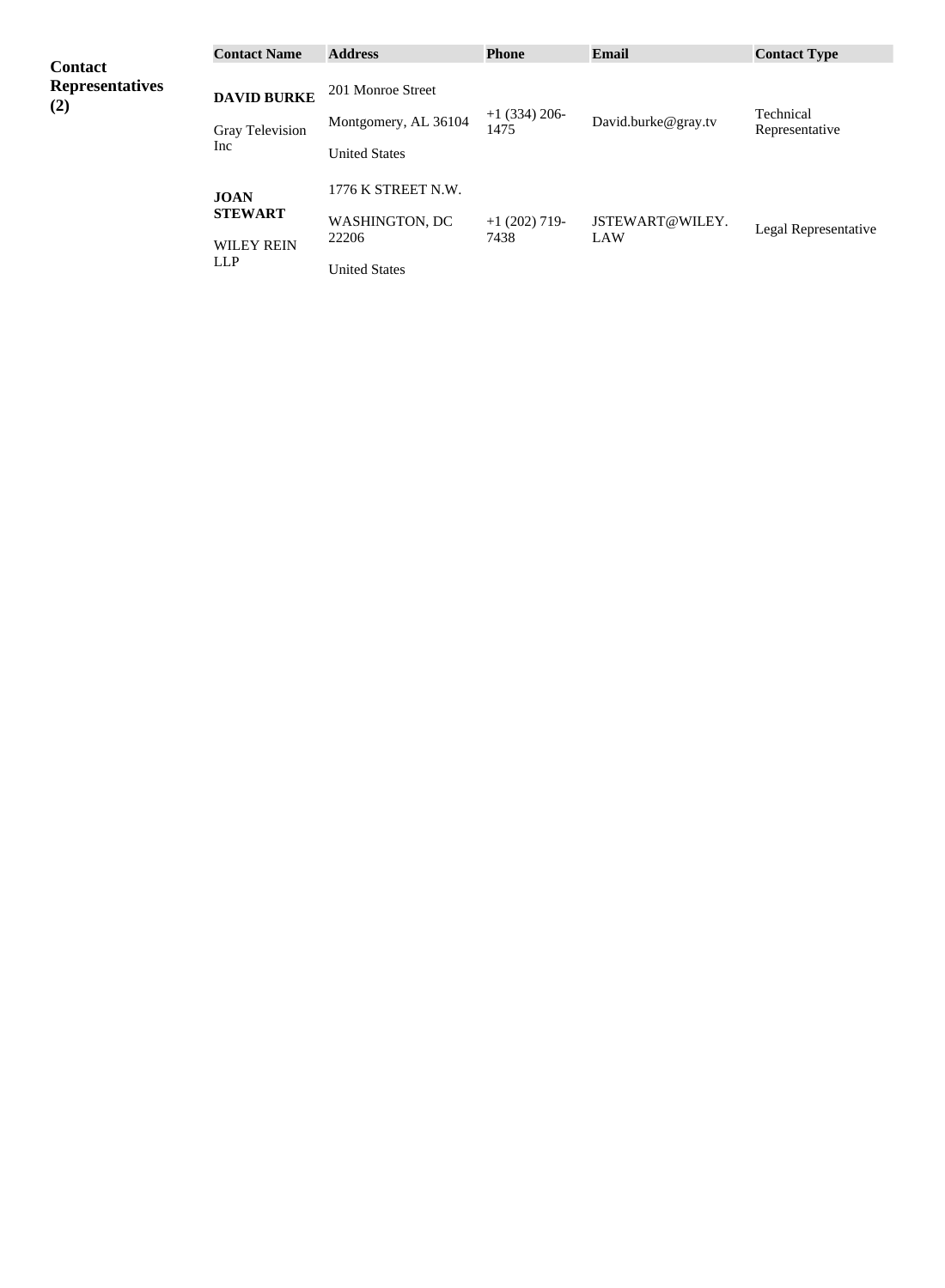**Contact Representatives (2)**

| Contact Name | Address | Phone | Email | Contact Type |
|---|---|---|---|---|
| **DAVID BURKE**<br>Gray Television Inc | 201 Monroe Street<br>Montgomery, AL 36104<br>United States | +1 (334) 206-1475 | David.burke@gray.tv | Technical Representative |
| **JOAN STEWART**<br>WILEY REIN LLP | 1776 K STREET N.W.<br>WASHINGTON, DC 22206<br>United States | +1 (202) 719-7438 | JSTEWART@WILEY.LAW | Legal Representative |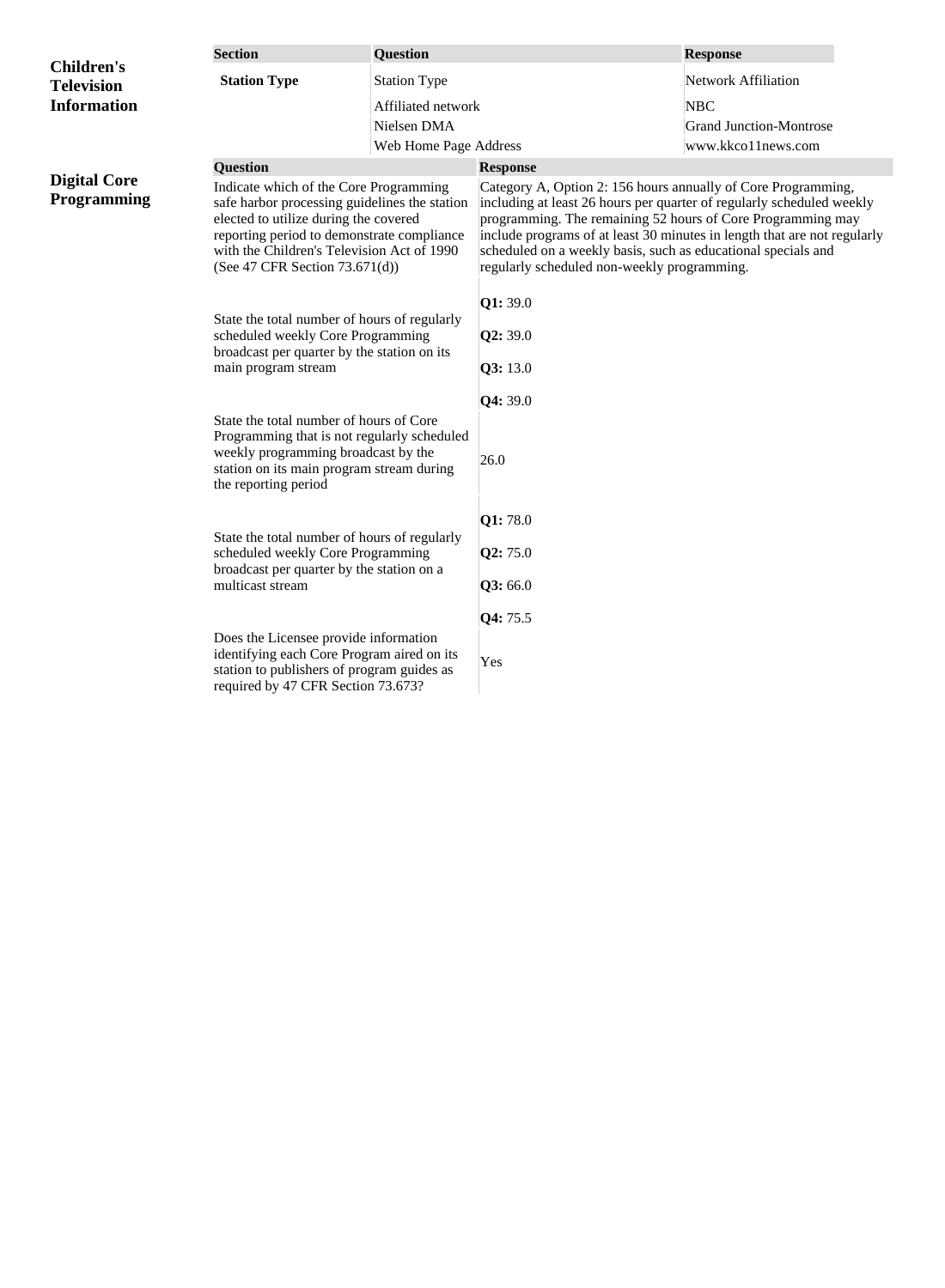## Children's Television Information

| Section | Question | Response |
| --- | --- | --- |
| **Station Type** | Station Type | Network Affiliation |
| | Affiliated network | NBC |
| | Nielsen DMA | Grand Junction-Montrose |
| | Web Home Page Address | www.kkco11news.com |

## Digital Core Programming

| Question | Response |
| --- | --- |
| Indicate which of the Core Programming safe harbor processing guidelines the station elected to utilize during the covered reporting period to demonstrate compliance with the Children's Television Act of 1990 (See 47 CFR Section 73.671(d)) | Category A, Option 2: 156 hours annually of Core Programming, including at least 26 hours per quarter of regularly scheduled weekly programming. The remaining 52 hours of Core Programming may include programs of at least 30 minutes in length that are not regularly scheduled on a weekly basis, such as educational specials and regularly scheduled non-weekly programming. |
| State the total number of hours of regularly scheduled weekly Core Programming broadcast per quarter by the station on its main program stream | **Q1:** 39.0<br>**Q2:** 39.0<br>**Q3:** 13.0<br>**Q4:** 39.0 |
| State the total number of hours of Core Programming that is not regularly scheduled weekly programming broadcast by the station on its main program stream during the reporting period | 26.0 |
| State the total number of hours of regularly scheduled weekly Core Programming broadcast per quarter by the station on a multicast stream | **Q1:** 78.0<br>**Q2:** 75.0<br>**Q3:** 66.0<br>**Q4:** 75.5 |
| Does the Licensee provide information identifying each Core Program aired on its station to publishers of program guides as required by 47 CFR Section 73.673? | Yes |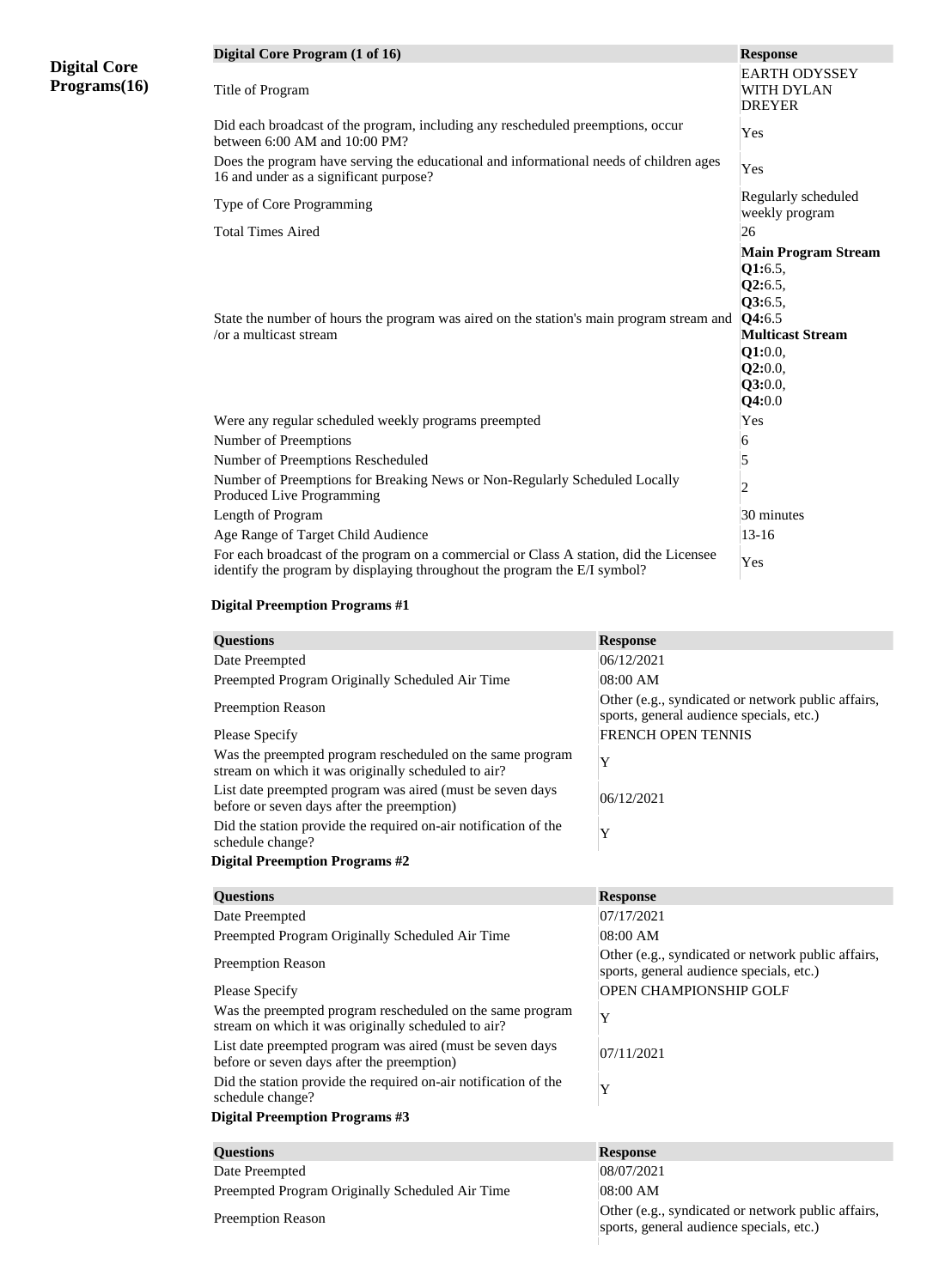**Digital Core Programs(16)**

| Digital Core Program (1 of 16) | Response |
|---|---|
| Title of Program | EARTH ODYSSEY WITH DYLAN DREYER |
| Did each broadcast of the program, including any rescheduled preemptions, occur between 6:00 AM and 10:00 PM? | Yes |
| Does the program have serving the educational and informational needs of children ages 16 and under as a significant purpose? | Yes |
| Type of Core Programming | Regularly scheduled weekly program |
| Total Times Aired | 26 |
| State the number of hours the program was aired on the station's main program stream and /or a multicast stream | **Main Program Stream** **Q1:**6.5, **Q2:**6.5, **Q3:**6.5, **Q4:**6.5 **Multicast Stream** **Q1:**0.0, **Q2:**0.0, **Q3:**0.0, **Q4:**0.0 |
| Were any regular scheduled weekly programs preempted | Yes |
| Number of Preemptions | 6 |
| Number of Preemptions Rescheduled | 5 |
| Number of Preemptions for Breaking News or Non-Regularly Scheduled Locally Produced Live Programming | 2 |
| Length of Program | 30 minutes |
| Age Range of Target Child Audience | 13-16 |
| For each broadcast of the program on a commercial or Class A station, did the Licensee identify the program by displaying throughout the program the E/I symbol? | Yes |

**Digital Preemption Programs #1**

| Questions | Response |
|---|---|
| Date Preempted | 06/12/2021 |
| Preempted Program Originally Scheduled Air Time | 08:00 AM |
| Preemption Reason | Other (e.g., syndicated or network public affairs, sports, general audience specials, etc.) |
| Please Specify | FRENCH OPEN TENNIS |
| Was the preempted program rescheduled on the same program stream on which it was originally scheduled to air? | Y |
| List date preempted program was aired (must be seven days before or seven days after the preemption) | 06/12/2021 |
| Did the station provide the required on-air notification of the schedule change? | Y |

**Digital Preemption Programs #2**

| Questions | Response |
|---|---|
| Date Preempted | 07/17/2021 |
| Preempted Program Originally Scheduled Air Time | 08:00 AM |
| Preemption Reason | Other (e.g., syndicated or network public affairs, sports, general audience specials, etc.) |
| Please Specify | OPEN CHAMPIONSHIP GOLF |
| Was the preempted program rescheduled on the same program stream on which it was originally scheduled to air? | Y |
| List date preempted program was aired (must be seven days before or seven days after the preemption) | 07/11/2021 |
| Did the station provide the required on-air notification of the schedule change? | Y |

**Digital Preemption Programs #3**

| Questions | Response |
|---|---|
| Date Preempted | 08/07/2021 |
| Preempted Program Originally Scheduled Air Time | 08:00 AM |
| Preemption Reason | Other (e.g., syndicated or network public affairs, sports, general audience specials, etc.) |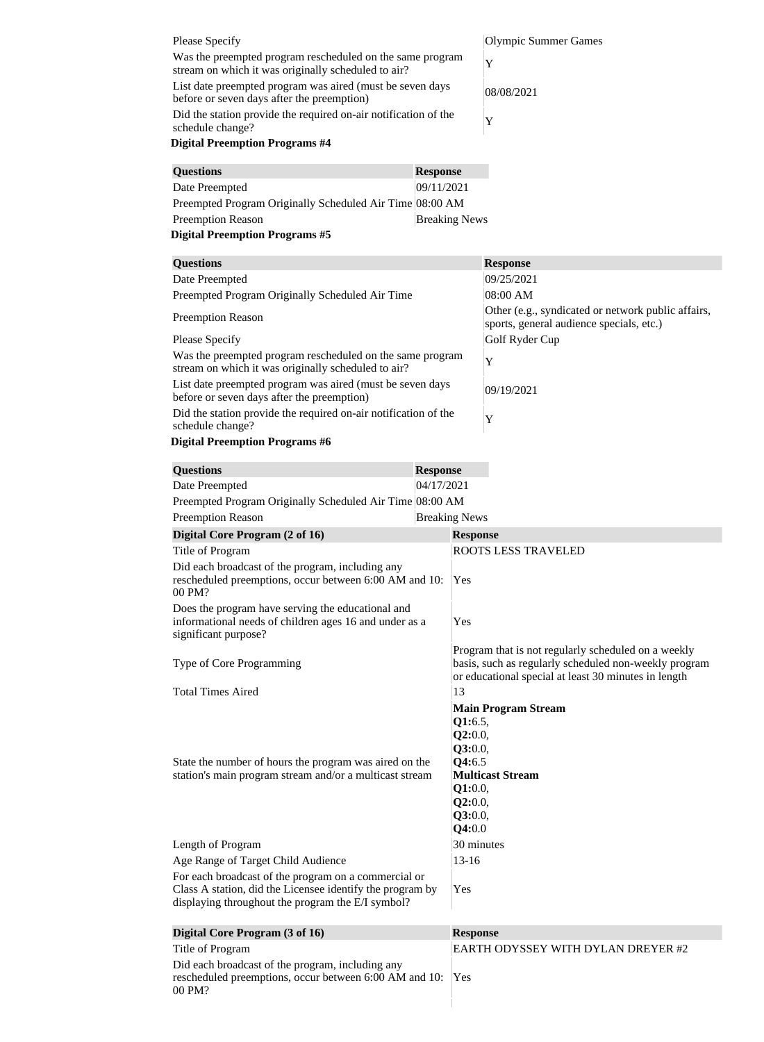| | |
|---|---|
| Please Specify | Olympic Summer Games |
| Was the preempted program rescheduled on the same program stream on which it was originally scheduled to air? | Y |
| List date preempted program was aired (must be seven days before or seven days after the preemption) | 08/08/2021 |
| Did the station provide the required on-air notification of the schedule change? | Y |

**Digital Preemption Programs #4**

| Questions | Response |
|---|---|
| Date Preempted | 09/11/2021 |
| Preempted Program Originally Scheduled Air Time | 08:00 AM |
| Preemption Reason | Breaking News |

**Digital Preemption Programs #5**

| Questions | Response |
|---|---|
| Date Preempted | 09/25/2021 |
| Preempted Program Originally Scheduled Air Time | 08:00 AM |
| Preemption Reason | Other (e.g., syndicated or network public affairs, sports, general audience specials, etc.) |
| Please Specify | Golf Ryder Cup |
| Was the preempted program rescheduled on the same program stream on which it was originally scheduled to air? | Y |
| List date preempted program was aired (must be seven days before or seven days after the preemption) | 09/19/2021 |
| Did the station provide the required on-air notification of the schedule change? | Y |

**Digital Preemption Programs #6**

| Questions | Response |
|---|---|
| Date Preempted | 04/17/2021 |
| Preempted Program Originally Scheduled Air Time | 08:00 AM |
| Preemption Reason | Breaking News |

| Digital Core Program (2 of 16) | Response |
|---|---|
| Title of Program | ROOTS LESS TRAVELED |
| Did each broadcast of the program, including any rescheduled preemptions, occur between 6:00 AM and 10:00 PM? | Yes |
| Does the program have serving the educational and informational needs of children ages 16 and under as a significant purpose? | Yes |
| Type of Core Programming | Program that is not regularly scheduled on a weekly basis, such as regularly scheduled non-weekly program or educational special at least 30 minutes in length |
| Total Times Aired | 13 |
| State the number of hours the program was aired on the station's main program stream and/or a multicast stream | **Main Program Stream** **Q1:**6.5, **Q2:**0.0, **Q3:**0.0, **Q4:**6.5 **Multicast Stream** **Q1:**0.0, **Q2:**0.0, **Q3:**0.0, **Q4:**0.0 |
| Length of Program | 30 minutes |
| Age Range of Target Child Audience | 13-16 |
| For each broadcast of the program on a commercial or Class A station, did the Licensee identify the program by displaying throughout the program the E/I symbol? | Yes |

| Digital Core Program (3 of 16) | Response |
|---|---|
| Title of Program | EARTH ODYSSEY WITH DYLAN DREYER #2 |
| Did each broadcast of the program, including any rescheduled preemptions, occur between 6:00 AM and 10:00 PM? | Yes |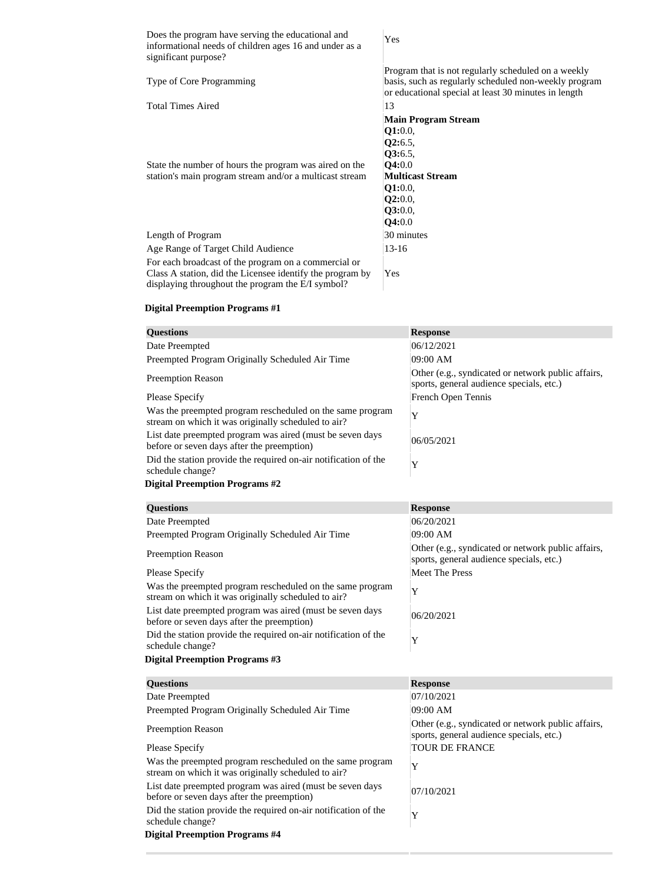| | |
|---|---|
| Does the program have serving the educational and informational needs of children ages 16 and under as a significant purpose? | Yes |
| Type of Core Programming | Program that is not regularly scheduled on a weekly basis, such as regularly scheduled non-weekly program or educational special at least 30 minutes in length |
| Total Times Aired | 13 |
| State the number of hours the program was aired on the station's main program stream and/or a multicast stream | **Main Program Stream** **Q1:**0.0, **Q2:**6.5, **Q3:**6.5, **Q4:**0.0 **Multicast Stream** **Q1:**0.0, **Q2:**0.0, **Q3:**0.0, **Q4:**0.0 |
| Length of Program | 30 minutes |
| Age Range of Target Child Audience | 13-16 |
| For each broadcast of the program on a commercial or Class A station, did the Licensee identify the program by displaying throughout the program the E/I symbol? | Yes |

**Digital Preemption Programs #1**

| Questions | Response |
|---|---|
| Date Preempted | 06/12/2021 |
| Preempted Program Originally Scheduled Air Time | 09:00 AM |
| Preemption Reason | Other (e.g., syndicated or network public affairs, sports, general audience specials, etc.) |
| Please Specify | French Open Tennis |
| Was the preempted program rescheduled on the same program stream on which it was originally scheduled to air? | Y |
| List date preempted program was aired (must be seven days before or seven days after the preemption) | 06/05/2021 |
| Did the station provide the required on-air notification of the schedule change? | Y |

**Digital Preemption Programs #2**

| Questions | Response |
|---|---|
| Date Preempted | 06/20/2021 |
| Preempted Program Originally Scheduled Air Time | 09:00 AM |
| Preemption Reason | Other (e.g., syndicated or network public affairs, sports, general audience specials, etc.) |
| Please Specify | Meet The Press |
| Was the preempted program rescheduled on the same program stream on which it was originally scheduled to air? | Y |
| List date preempted program was aired (must be seven days before or seven days after the preemption) | 06/20/2021 |
| Did the station provide the required on-air notification of the schedule change? | Y |

**Digital Preemption Programs #3**

| Questions | Response |
|---|---|
| Date Preempted | 07/10/2021 |
| Preempted Program Originally Scheduled Air Time | 09:00 AM |
| Preemption Reason | Other (e.g., syndicated or network public affairs, sports, general audience specials, etc.) |
| Please Specify | TOUR DE FRANCE |
| Was the preempted program rescheduled on the same program stream on which it was originally scheduled to air? | Y |
| List date preempted program was aired (must be seven days before or seven days after the preemption) | 07/10/2021 |
| Did the station provide the required on-air notification of the schedule change? | Y |

**Digital Preemption Programs #4**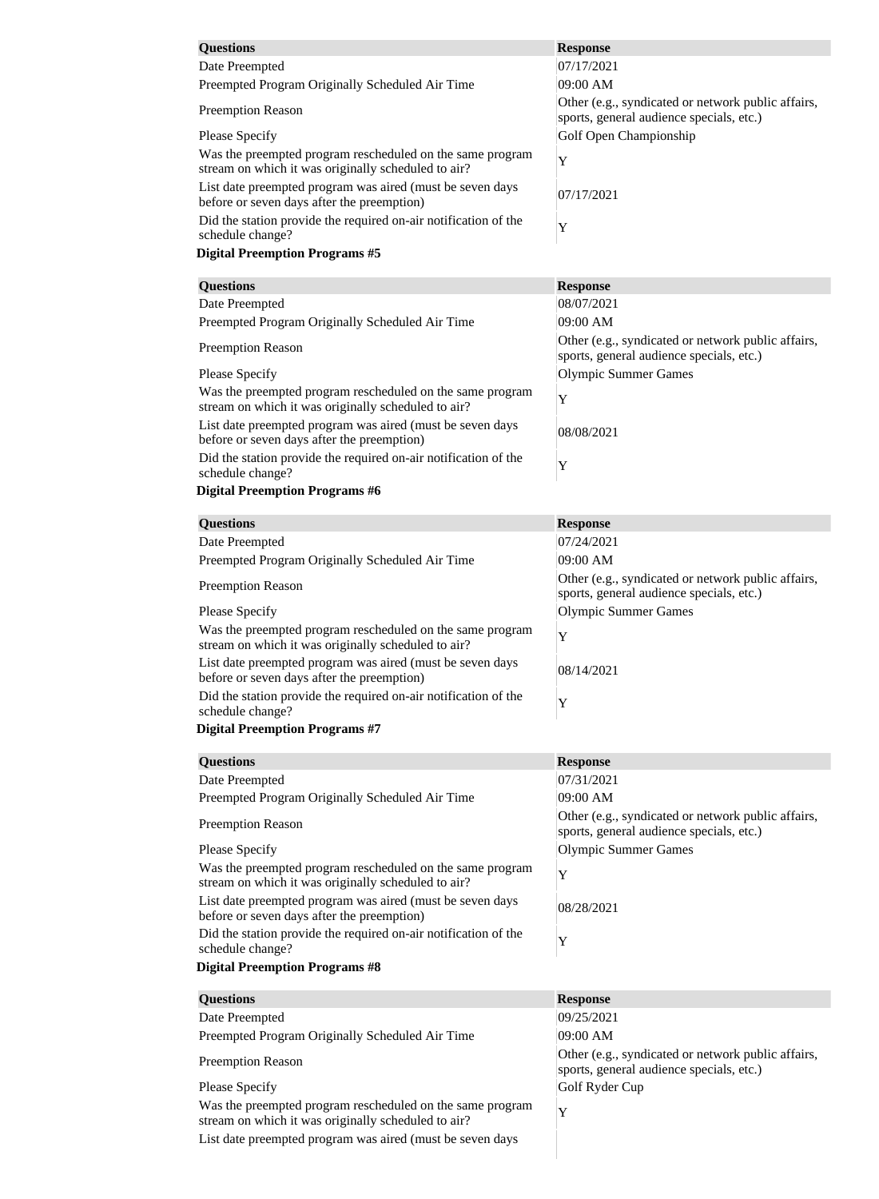| Questions | Response |
| --- | --- |
| Date Preempted | 07/17/2021 |
| Preempted Program Originally Scheduled Air Time | 09:00 AM |
| Preemption Reason | Other (e.g., syndicated or network public affairs, sports, general audience specials, etc.) |
| Please Specify | Golf Open Championship |
| Was the preempted program rescheduled on the same program stream on which it was originally scheduled to air? | Y |
| List date preempted program was aired (must be seven days before or seven days after the preemption) | 07/17/2021 |
| Did the station provide the required on-air notification of the schedule change? | Y |

**Digital Preemption Programs #5**

| Questions | Response |
| --- | --- |
| Date Preempted | 08/07/2021 |
| Preempted Program Originally Scheduled Air Time | 09:00 AM |
| Preemption Reason | Other (e.g., syndicated or network public affairs, sports, general audience specials, etc.) |
| Please Specify | Olympic Summer Games |
| Was the preempted program rescheduled on the same program stream on which it was originally scheduled to air? | Y |
| List date preempted program was aired (must be seven days before or seven days after the preemption) | 08/08/2021 |
| Did the station provide the required on-air notification of the schedule change? | Y |

**Digital Preemption Programs #6**

| Questions | Response |
| --- | --- |
| Date Preempted | 07/24/2021 |
| Preempted Program Originally Scheduled Air Time | 09:00 AM |
| Preemption Reason | Other (e.g., syndicated or network public affairs, sports, general audience specials, etc.) |
| Please Specify | Olympic Summer Games |
| Was the preempted program rescheduled on the same program stream on which it was originally scheduled to air? | Y |
| List date preempted program was aired (must be seven days before or seven days after the preemption) | 08/14/2021 |
| Did the station provide the required on-air notification of the schedule change? | Y |

**Digital Preemption Programs #7**

| Questions | Response |
| --- | --- |
| Date Preempted | 07/31/2021 |
| Preempted Program Originally Scheduled Air Time | 09:00 AM |
| Preemption Reason | Other (e.g., syndicated or network public affairs, sports, general audience specials, etc.) |
| Please Specify | Olympic Summer Games |
| Was the preempted program rescheduled on the same program stream on which it was originally scheduled to air? | Y |
| List date preempted program was aired (must be seven days before or seven days after the preemption) | 08/28/2021 |
| Did the station provide the required on-air notification of the schedule change? | Y |

**Digital Preemption Programs #8**

| Questions | Response |
| --- | --- |
| Date Preempted | 09/25/2021 |
| Preempted Program Originally Scheduled Air Time | 09:00 AM |
| Preemption Reason | Other (e.g., syndicated or network public affairs, sports, general audience specials, etc.) |
| Please Specify | Golf Ryder Cup |
| Was the preempted program rescheduled on the same program stream on which it was originally scheduled to air? | Y |
| List date preempted program was aired (must be seven days | |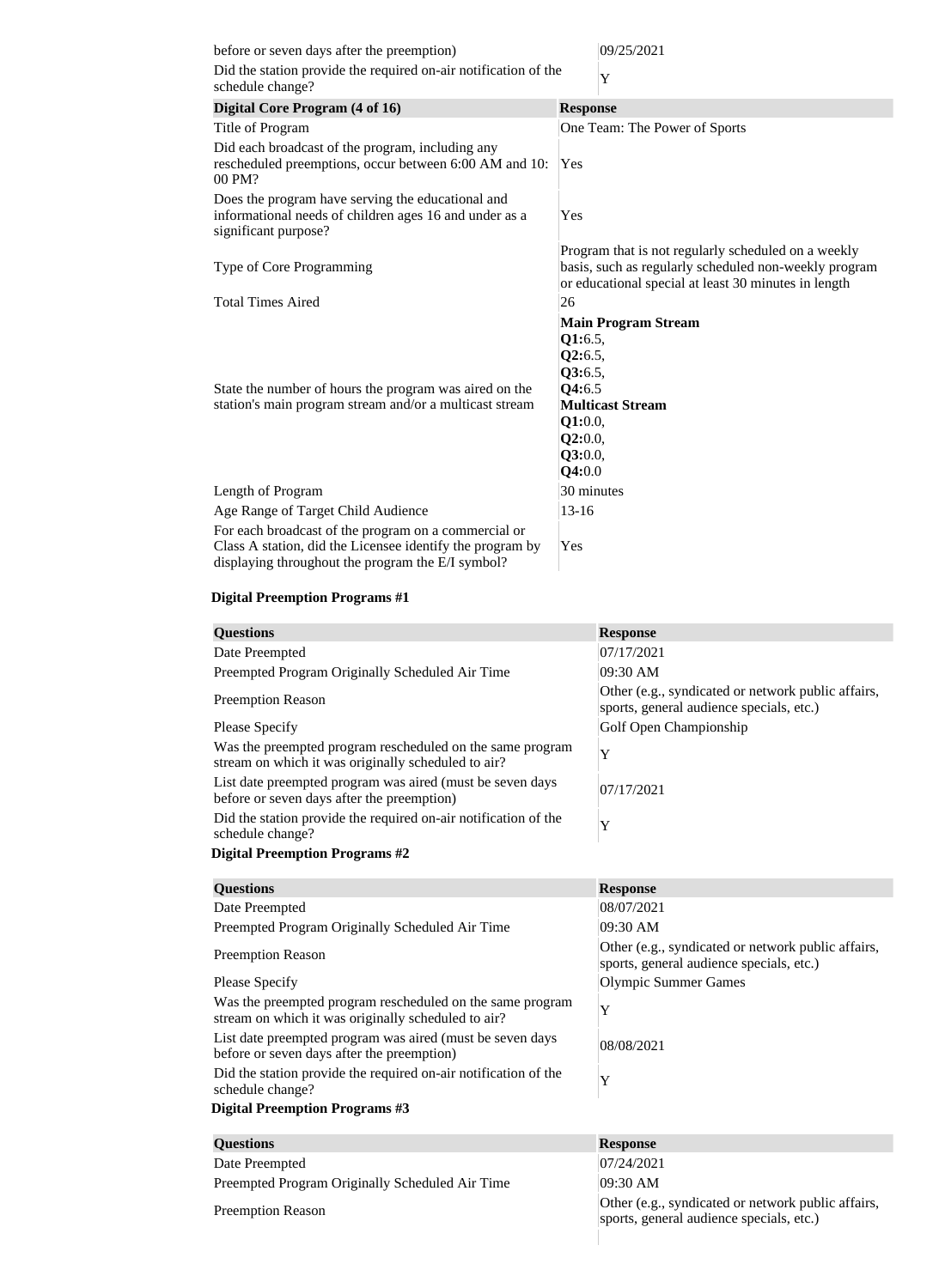| | |
|---|---|
| before or seven days after the preemption) | 09/25/2021 |
| Did the station provide the required on-air notification of the schedule change? | Y |

| Digital Core Program (4 of 16) | Response |
|---|---|
| Title of Program | One Team: The Power of Sports |
| Did each broadcast of the program, including any rescheduled preemptions, occur between 6:00 AM and 10:00 PM? | Yes |
| Does the program have serving the educational and informational needs of children ages 16 and under as a significant purpose? | Yes |
| Type of Core Programming | Program that is not regularly scheduled on a weekly basis, such as regularly scheduled non-weekly program or educational special at least 30 minutes in length |
| Total Times Aired | 26 |
| State the number of hours the program was aired on the station's main program stream and/or a multicast stream | **Main Program Stream** **Q1:**6.5, **Q2:**6.5, **Q3:**6.5, **Q4:**6.5 **Multicast Stream** **Q1:**0.0, **Q2:**0.0, **Q3:**0.0, **Q4:**0.0 |
| Length of Program | 30 minutes |
| Age Range of Target Child Audience | 13-16 |
| For each broadcast of the program on a commercial or Class A station, did the Licensee identify the program by displaying throughout the program the E/I symbol? | Yes |

**Digital Preemption Programs #1**

| Questions | Response |
|---|---|
| Date Preempted | 07/17/2021 |
| Preempted Program Originally Scheduled Air Time | 09:30 AM |
| Preemption Reason | Other (e.g., syndicated or network public affairs, sports, general audience specials, etc.) |
| Please Specify | Golf Open Championship |
| Was the preempted program rescheduled on the same program stream on which it was originally scheduled to air? | Y |
| List date preempted program was aired (must be seven days before or seven days after the preemption) | 07/17/2021 |
| Did the station provide the required on-air notification of the schedule change? | Y |

**Digital Preemption Programs #2**

| Questions | Response |
|---|---|
| Date Preempted | 08/07/2021 |
| Preempted Program Originally Scheduled Air Time | 09:30 AM |
| Preemption Reason | Other (e.g., syndicated or network public affairs, sports, general audience specials, etc.) |
| Please Specify | Olympic Summer Games |
| Was the preempted program rescheduled on the same program stream on which it was originally scheduled to air? | Y |
| List date preempted program was aired (must be seven days before or seven days after the preemption) | 08/08/2021 |
| Did the station provide the required on-air notification of the schedule change? | Y |

**Digital Preemption Programs #3**

| Questions | Response |
|---|---|
| Date Preempted | 07/24/2021 |
| Preempted Program Originally Scheduled Air Time | 09:30 AM |
| Preemption Reason | Other (e.g., syndicated or network public affairs, sports, general audience specials, etc.) |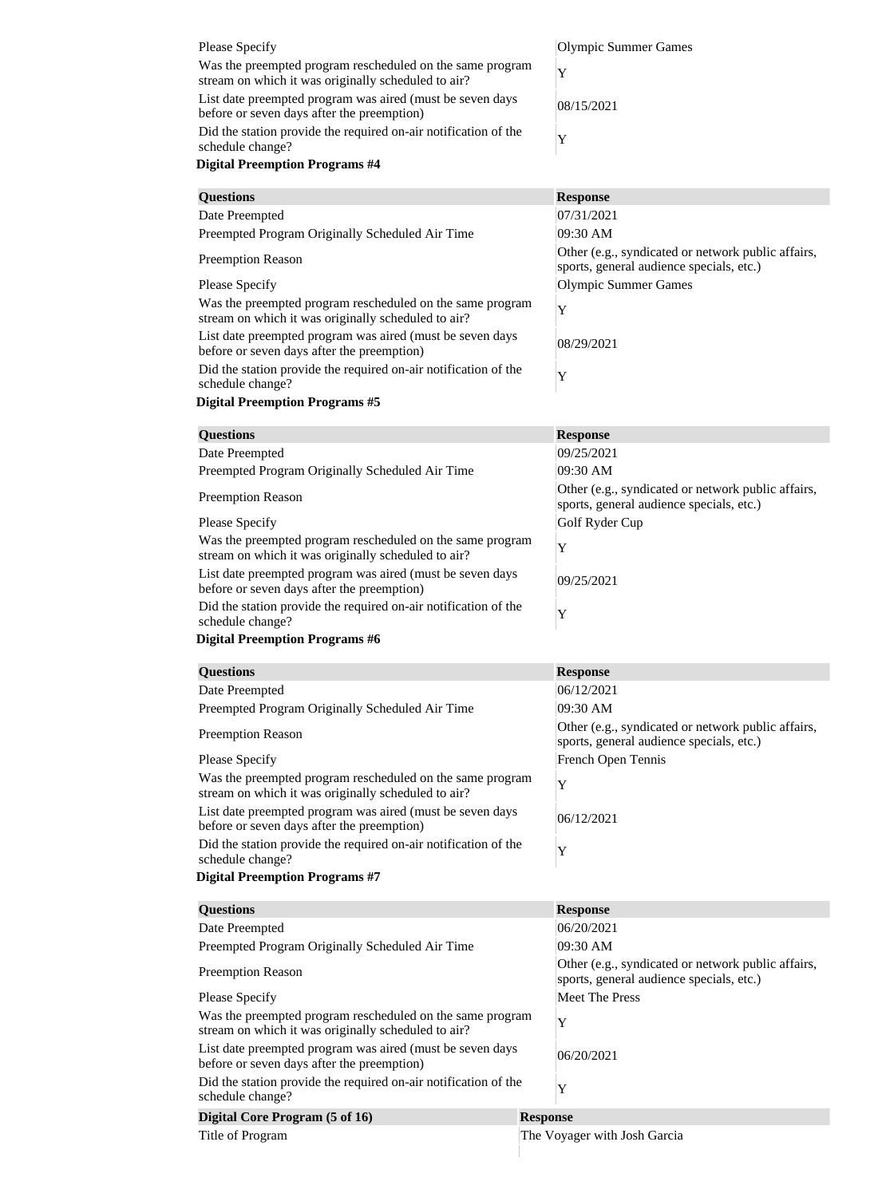| | |
|---|---|
| Please Specify | Olympic Summer Games |
| Was the preempted program rescheduled on the same program stream on which it was originally scheduled to air? | Y |
| List date preempted program was aired (must be seven days before or seven days after the preemption) | 08/15/2021 |
| Did the station provide the required on-air notification of the schedule change? | Y |

**Digital Preemption Programs #4**

| Questions | Response |
|---|---|
| Date Preempted | 07/31/2021 |
| Preempted Program Originally Scheduled Air Time | 09:30 AM |
| Preemption Reason | Other (e.g., syndicated or network public affairs, sports, general audience specials, etc.) |
| Please Specify | Olympic Summer Games |
| Was the preempted program rescheduled on the same program stream on which it was originally scheduled to air? | Y |
| List date preempted program was aired (must be seven days before or seven days after the preemption) | 08/29/2021 |
| Did the station provide the required on-air notification of the schedule change? | Y |

**Digital Preemption Programs #5**

| Questions | Response |
|---|---|
| Date Preempted | 09/25/2021 |
| Preempted Program Originally Scheduled Air Time | 09:30 AM |
| Preemption Reason | Other (e.g., syndicated or network public affairs, sports, general audience specials, etc.) |
| Please Specify | Golf Ryder Cup |
| Was the preempted program rescheduled on the same program stream on which it was originally scheduled to air? | Y |
| List date preempted program was aired (must be seven days before or seven days after the preemption) | 09/25/2021 |
| Did the station provide the required on-air notification of the schedule change? | Y |

**Digital Preemption Programs #6**

| Questions | Response |
|---|---|
| Date Preempted | 06/12/2021 |
| Preempted Program Originally Scheduled Air Time | 09:30 AM |
| Preemption Reason | Other (e.g., syndicated or network public affairs, sports, general audience specials, etc.) |
| Please Specify | French Open Tennis |
| Was the preempted program rescheduled on the same program stream on which it was originally scheduled to air? | Y |
| List date preempted program was aired (must be seven days before or seven days after the preemption) | 06/12/2021 |
| Did the station provide the required on-air notification of the schedule change? | Y |

**Digital Preemption Programs #7**

| Questions | Response |
|---|---|
| Date Preempted | 06/20/2021 |
| Preempted Program Originally Scheduled Air Time | 09:30 AM |
| Preemption Reason | Other (e.g., syndicated or network public affairs, sports, general audience specials, etc.) |
| Please Specify | Meet The Press |
| Was the preempted program rescheduled on the same program stream on which it was originally scheduled to air? | Y |
| List date preempted program was aired (must be seven days before or seven days after the preemption) | 06/20/2021 |
| Did the station provide the required on-air notification of the schedule change? | Y |

| Digital Core Program (5 of 16) | Response |
|---|---|
| Title of Program | The Voyager with Josh Garcia |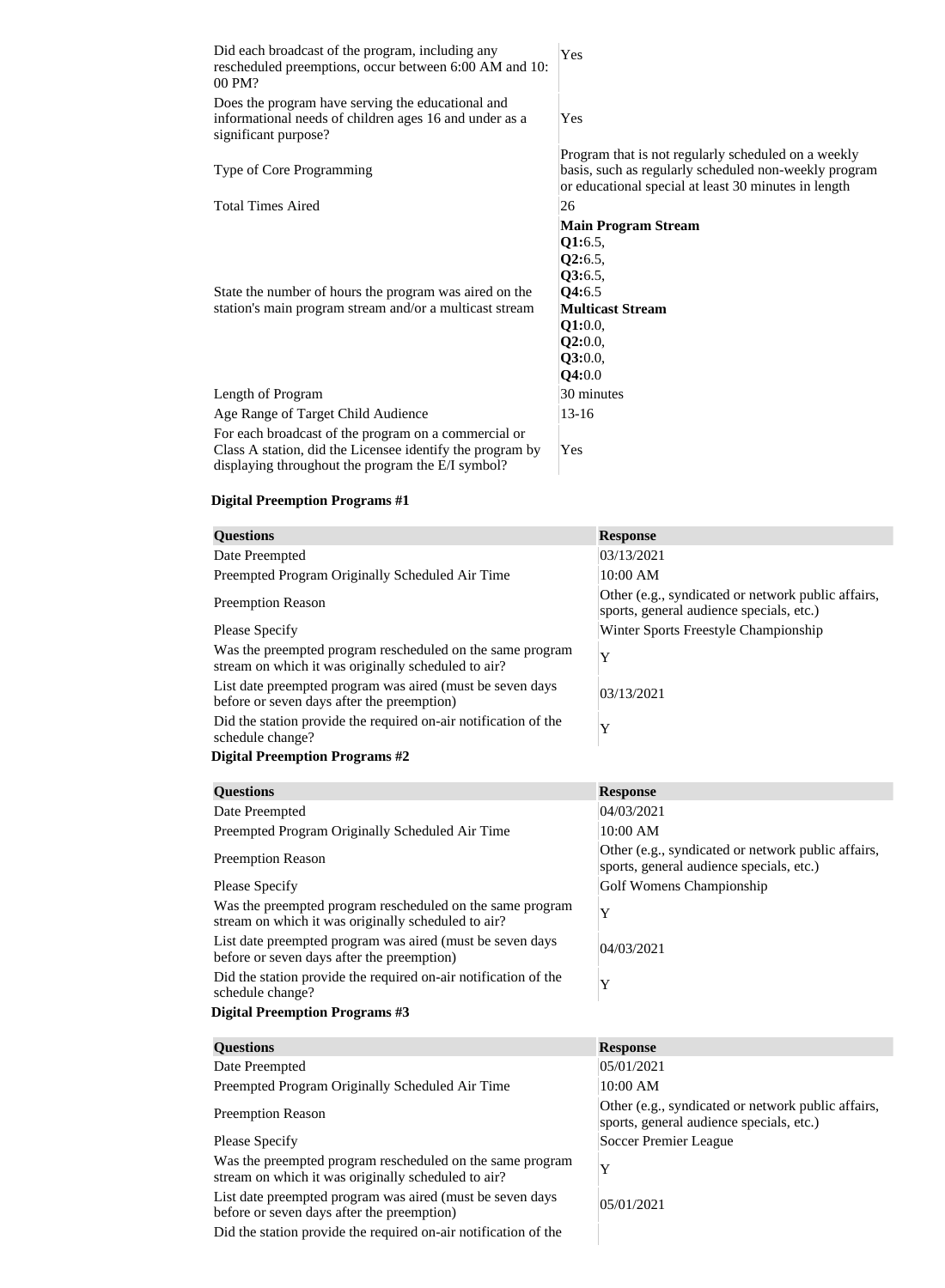| | |
|---|---|
| Did each broadcast of the program, including any rescheduled preemptions, occur between 6:00 AM and 10: 00 PM? | Yes |
| Does the program have serving the educational and informational needs of children ages 16 and under as a significant purpose? | Yes |
| Type of Core Programming | Program that is not regularly scheduled on a weekly basis, such as regularly scheduled non-weekly program or educational special at least 30 minutes in length |
| Total Times Aired | 26 |
| State the number of hours the program was aired on the station's main program stream and/or a multicast stream | **Main Program Stream** **Q1:**6.5, **Q2:**6.5, **Q3:**6.5, **Q4:**6.5 **Multicast Stream** **Q1:**0.0, **Q2:**0.0, **Q3:**0.0, **Q4:**0.0 |
| Length of Program | 30 minutes |
| Age Range of Target Child Audience | 13-16 |
| For each broadcast of the program on a commercial or Class A station, did the Licensee identify the program by displaying throughout the program the E/I symbol? | Yes |

**Digital Preemption Programs #1**

| Questions | Response |
|---|---|
| Date Preempted | 03/13/2021 |
| Preempted Program Originally Scheduled Air Time | 10:00 AM |
| Preemption Reason | Other (e.g., syndicated or network public affairs, sports, general audience specials, etc.) |
| Please Specify | Winter Sports Freestyle Championship |
| Was the preempted program rescheduled on the same program stream on which it was originally scheduled to air? | Y |
| List date preempted program was aired (must be seven days before or seven days after the preemption) | 03/13/2021 |
| Did the station provide the required on-air notification of the schedule change? | Y |

**Digital Preemption Programs #2**

| Questions | Response |
|---|---|
| Date Preempted | 04/03/2021 |
| Preempted Program Originally Scheduled Air Time | 10:00 AM |
| Preemption Reason | Other (e.g., syndicated or network public affairs, sports, general audience specials, etc.) |
| Please Specify | Golf Womens Championship |
| Was the preempted program rescheduled on the same program stream on which it was originally scheduled to air? | Y |
| List date preempted program was aired (must be seven days before or seven days after the preemption) | 04/03/2021 |
| Did the station provide the required on-air notification of the schedule change? | Y |

**Digital Preemption Programs #3**

| Questions | Response |
|---|---|
| Date Preempted | 05/01/2021 |
| Preempted Program Originally Scheduled Air Time | 10:00 AM |
| Preemption Reason | Other (e.g., syndicated or network public affairs, sports, general audience specials, etc.) |
| Please Specify | Soccer Premier League |
| Was the preempted program rescheduled on the same program stream on which it was originally scheduled to air? | Y |
| List date preempted program was aired (must be seven days before or seven days after the preemption) | 05/01/2021 |
| Did the station provide the required on-air notification of the | |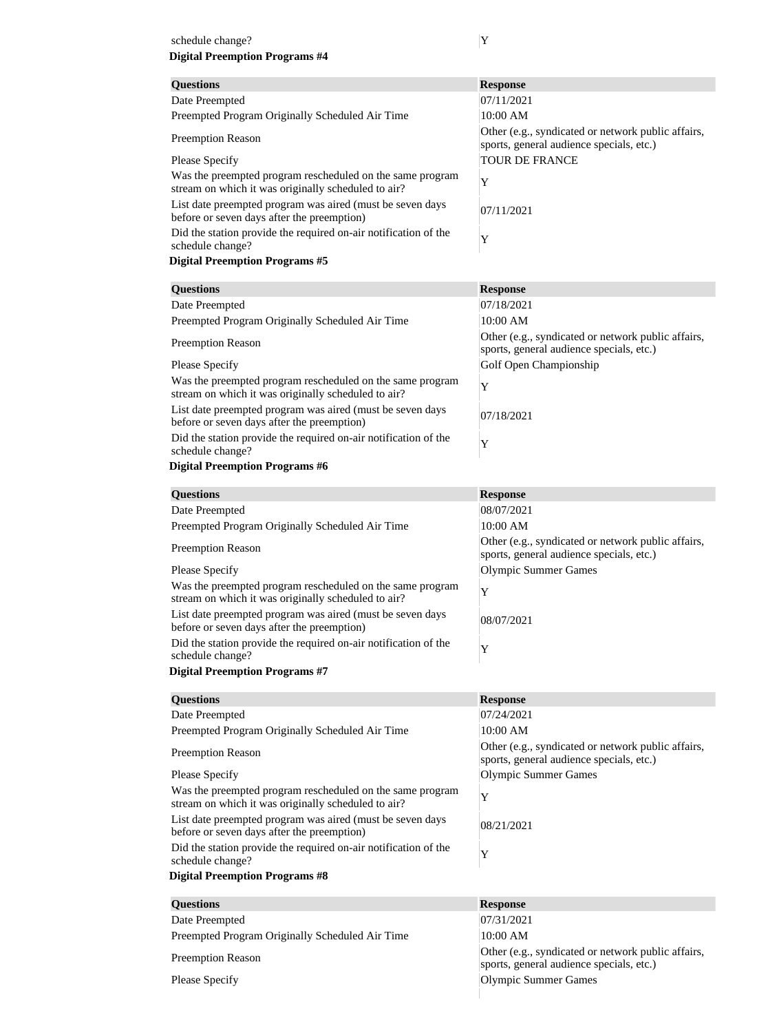| schedule change? | Y |
| --- | --- |

**Digital Preemption Programs #4**

| Questions | Response |
| --- | --- |
| Date Preempted | 07/11/2021 |
| Preempted Program Originally Scheduled Air Time | 10:00 AM |
| Preemption Reason | Other (e.g., syndicated or network public affairs, sports, general audience specials, etc.) |
| Please Specify | TOUR DE FRANCE |
| Was the preempted program rescheduled on the same program stream on which it was originally scheduled to air? | Y |
| List date preempted program was aired (must be seven days before or seven days after the preemption) | 07/11/2021 |
| Did the station provide the required on-air notification of the schedule change? | Y |

**Digital Preemption Programs #5**

| Questions | Response |
| --- | --- |
| Date Preempted | 07/18/2021 |
| Preempted Program Originally Scheduled Air Time | 10:00 AM |
| Preemption Reason | Other (e.g., syndicated or network public affairs, sports, general audience specials, etc.) |
| Please Specify | Golf Open Championship |
| Was the preempted program rescheduled on the same program stream on which it was originally scheduled to air? | Y |
| List date preempted program was aired (must be seven days before or seven days after the preemption) | 07/18/2021 |
| Did the station provide the required on-air notification of the schedule change? | Y |

**Digital Preemption Programs #6**

| Questions | Response |
| --- | --- |
| Date Preempted | 08/07/2021 |
| Preempted Program Originally Scheduled Air Time | 10:00 AM |
| Preemption Reason | Other (e.g., syndicated or network public affairs, sports, general audience specials, etc.) |
| Please Specify | Olympic Summer Games |
| Was the preempted program rescheduled on the same program stream on which it was originally scheduled to air? | Y |
| List date preempted program was aired (must be seven days before or seven days after the preemption) | 08/07/2021 |
| Did the station provide the required on-air notification of the schedule change? | Y |

**Digital Preemption Programs #7**

| Questions | Response |
| --- | --- |
| Date Preempted | 07/24/2021 |
| Preempted Program Originally Scheduled Air Time | 10:00 AM |
| Preemption Reason | Other (e.g., syndicated or network public affairs, sports, general audience specials, etc.) |
| Please Specify | Olympic Summer Games |
| Was the preempted program rescheduled on the same program stream on which it was originally scheduled to air? | Y |
| List date preempted program was aired (must be seven days before or seven days after the preemption) | 08/21/2021 |
| Did the station provide the required on-air notification of the schedule change? | Y |

**Digital Preemption Programs #8**

| Questions | Response |
| --- | --- |
| Date Preempted | 07/31/2021 |
| Preempted Program Originally Scheduled Air Time | 10:00 AM |
| Preemption Reason | Other (e.g., syndicated or network public affairs, sports, general audience specials, etc.) |
| Please Specify | Olympic Summer Games |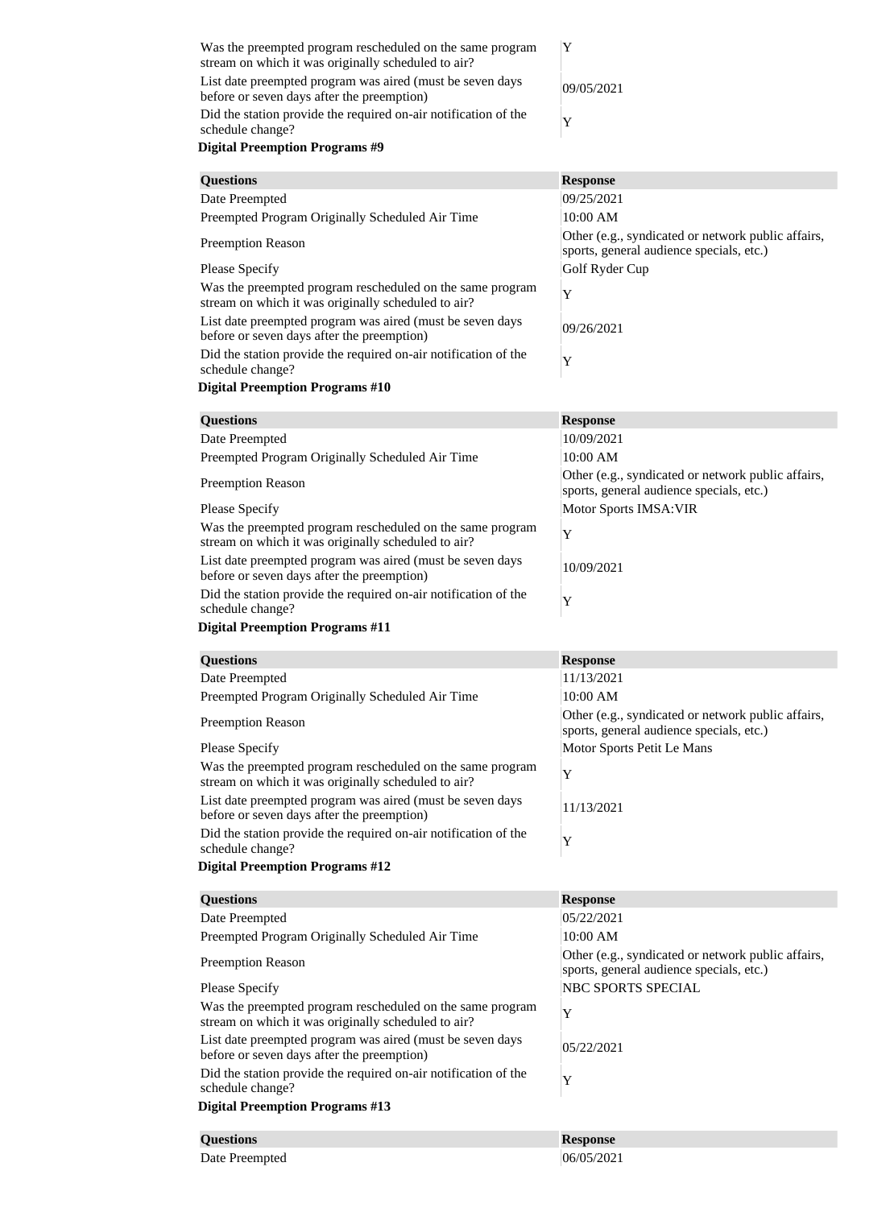| | |
|---|---|
| Was the preempted program rescheduled on the same program stream on which it was originally scheduled to air? | Y |
| List date preempted program was aired (must be seven days before or seven days after the preemption) | 09/05/2021 |
| Did the station provide the required on-air notification of the schedule change? | Y |

**Digital Preemption Programs #9**

| Questions | Response |
|---|---|
| Date Preempted | 09/25/2021 |
| Preempted Program Originally Scheduled Air Time | 10:00 AM |
| Preemption Reason | Other (e.g., syndicated or network public affairs, sports, general audience specials, etc.) |
| Please Specify | Golf Ryder Cup |
| Was the preempted program rescheduled on the same program stream on which it was originally scheduled to air? | Y |
| List date preempted program was aired (must be seven days before or seven days after the preemption) | 09/26/2021 |
| Did the station provide the required on-air notification of the schedule change? | Y |

**Digital Preemption Programs #10**

| Questions | Response |
|---|---|
| Date Preempted | 10/09/2021 |
| Preempted Program Originally Scheduled Air Time | 10:00 AM |
| Preemption Reason | Other (e.g., syndicated or network public affairs, sports, general audience specials, etc.) |
| Please Specify | Motor Sports IMSA:VIR |
| Was the preempted program rescheduled on the same program stream on which it was originally scheduled to air? | Y |
| List date preempted program was aired (must be seven days before or seven days after the preemption) | 10/09/2021 |
| Did the station provide the required on-air notification of the schedule change? | Y |

**Digital Preemption Programs #11**

| Questions | Response |
|---|---|
| Date Preempted | 11/13/2021 |
| Preempted Program Originally Scheduled Air Time | 10:00 AM |
| Preemption Reason | Other (e.g., syndicated or network public affairs, sports, general audience specials, etc.) |
| Please Specify | Motor Sports Petit Le Mans |
| Was the preempted program rescheduled on the same program stream on which it was originally scheduled to air? | Y |
| List date preempted program was aired (must be seven days before or seven days after the preemption) | 11/13/2021 |
| Did the station provide the required on-air notification of the schedule change? | Y |

**Digital Preemption Programs #12**

| Questions | Response |
|---|---|
| Date Preempted | 05/22/2021 |
| Preempted Program Originally Scheduled Air Time | 10:00 AM |
| Preemption Reason | Other (e.g., syndicated or network public affairs, sports, general audience specials, etc.) |
| Please Specify | NBC SPORTS SPECIAL |
| Was the preempted program rescheduled on the same program stream on which it was originally scheduled to air? | Y |
| List date preempted program was aired (must be seven days before or seven days after the preemption) | 05/22/2021 |
| Did the station provide the required on-air notification of the schedule change? | Y |

**Digital Preemption Programs #13**

| Questions | Response |
|---|---|
| Date Preempted | 06/05/2021 |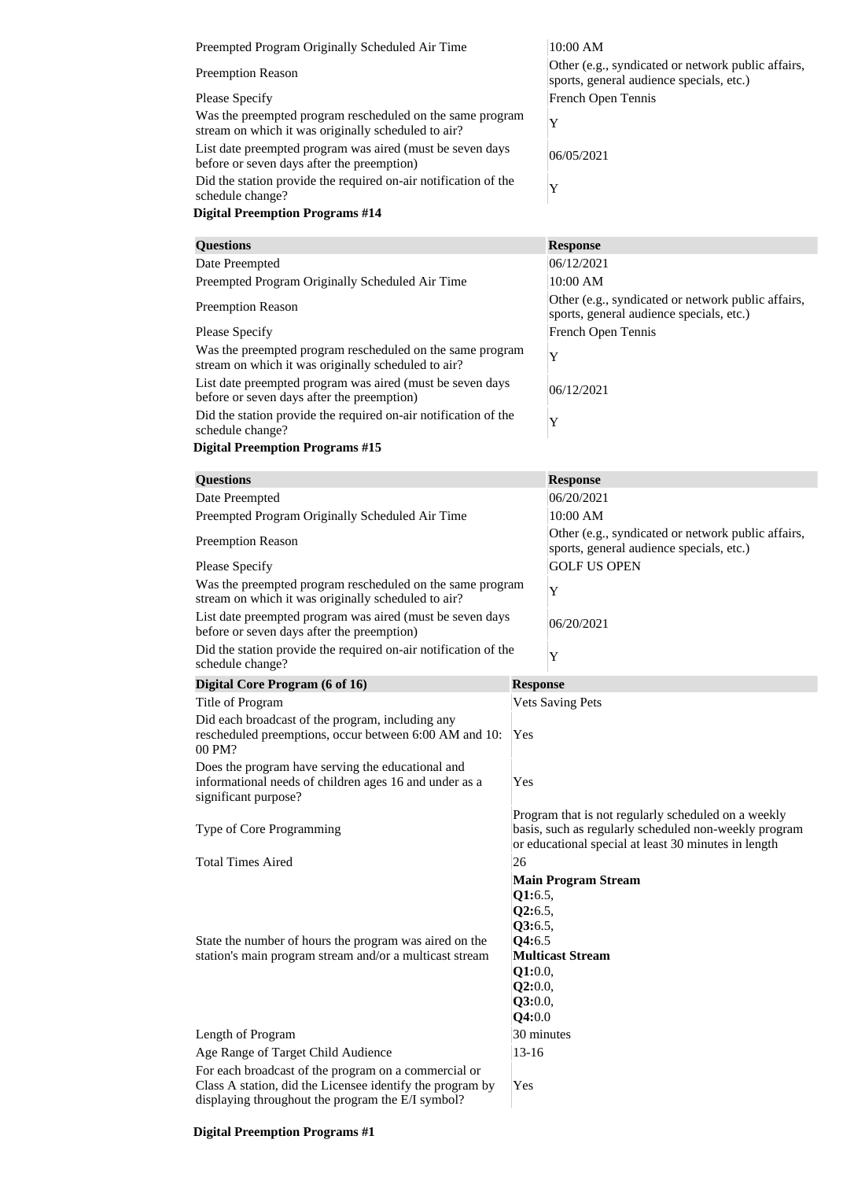| | |
|---|---|
| Preempted Program Originally Scheduled Air Time | 10:00 AM |
| Preemption Reason | Other (e.g., syndicated or network public affairs, sports, general audience specials, etc.) |
| Please Specify | French Open Tennis |
| Was the preempted program rescheduled on the same program stream on which it was originally scheduled to air? | Y |
| List date preempted program was aired (must be seven days before or seven days after the preemption) | 06/05/2021 |
| Did the station provide the required on-air notification of the schedule change? | Y |

**Digital Preemption Programs #14**

| Questions | Response |
|---|---|
| Date Preempted | 06/12/2021 |
| Preempted Program Originally Scheduled Air Time | 10:00 AM |
| Preemption Reason | Other (e.g., syndicated or network public affairs, sports, general audience specials, etc.) |
| Please Specify | French Open Tennis |
| Was the preempted program rescheduled on the same program stream on which it was originally scheduled to air? | Y |
| List date preempted program was aired (must be seven days before or seven days after the preemption) | 06/12/2021 |
| Did the station provide the required on-air notification of the schedule change? | Y |

**Digital Preemption Programs #15**

| Questions | Response |
|---|---|
| Date Preempted | 06/20/2021 |
| Preempted Program Originally Scheduled Air Time | 10:00 AM |
| Preemption Reason | Other (e.g., syndicated or network public affairs, sports, general audience specials, etc.) |
| Please Specify | GOLF US OPEN |
| Was the preempted program rescheduled on the same program stream on which it was originally scheduled to air? | Y |
| List date preempted program was aired (must be seven days before or seven days after the preemption) | 06/20/2021 |
| Did the station provide the required on-air notification of the schedule change? | Y |

| Digital Core Program (6 of 16) | Response |
|---|---|
| Title of Program | Vets Saving Pets |
| Did each broadcast of the program, including any rescheduled preemptions, occur between 6:00 AM and 10:00 PM? | Yes |
| Does the program have serving the educational and informational needs of children ages 16 and under as a significant purpose? | Yes |
| Type of Core Programming | Program that is not regularly scheduled on a weekly basis, such as regularly scheduled non-weekly program or educational special at least 30 minutes in length |
| Total Times Aired | 26 |
| State the number of hours the program was aired on the station's main program stream and/or a multicast stream | **Main Program Stream** **Q1:**6.5, **Q2:**6.5, **Q3:**6.5, **Q4:**6.5 **Multicast Stream** **Q1:**0.0, **Q2:**0.0, **Q3:**0.0, **Q4:**0.0 |
| Length of Program | 30 minutes |
| Age Range of Target Child Audience | 13-16 |
| For each broadcast of the program on a commercial or Class A station, did the Licensee identify the program by displaying throughout the program the E/I symbol? | Yes |

**Digital Preemption Programs #1**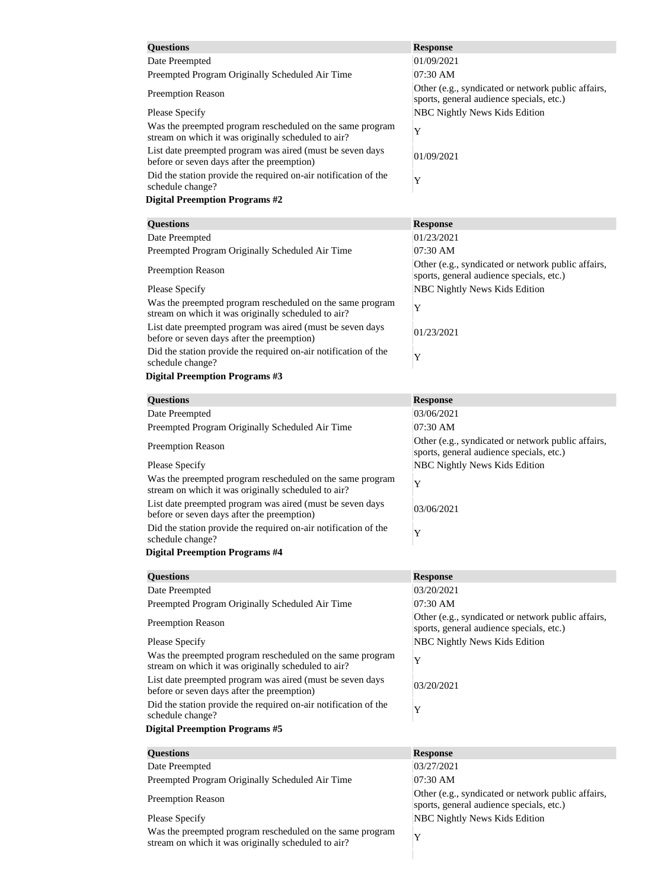| Questions | Response |
|---|---|
| Date Preempted | 01/09/2021 |
| Preempted Program Originally Scheduled Air Time | 07:30 AM |
| Preemption Reason | Other (e.g., syndicated or network public affairs, sports, general audience specials, etc.) |
| Please Specify | NBC Nightly News Kids Edition |
| Was the preempted program rescheduled on the same program stream on which it was originally scheduled to air? | Y |
| List date preempted program was aired (must be seven days before or seven days after the preemption) | 01/09/2021 |
| Did the station provide the required on-air notification of the schedule change? | Y |

**Digital Preemption Programs #2**

| Questions | Response |
|---|---|
| Date Preempted | 01/23/2021 |
| Preempted Program Originally Scheduled Air Time | 07:30 AM |
| Preemption Reason | Other (e.g., syndicated or network public affairs, sports, general audience specials, etc.) |
| Please Specify | NBC Nightly News Kids Edition |
| Was the preempted program rescheduled on the same program stream on which it was originally scheduled to air? | Y |
| List date preempted program was aired (must be seven days before or seven days after the preemption) | 01/23/2021 |
| Did the station provide the required on-air notification of the schedule change? | Y |

**Digital Preemption Programs #3**

| Questions | Response |
|---|---|
| Date Preempted | 03/06/2021 |
| Preempted Program Originally Scheduled Air Time | 07:30 AM |
| Preemption Reason | Other (e.g., syndicated or network public affairs, sports, general audience specials, etc.) |
| Please Specify | NBC Nightly News Kids Edition |
| Was the preempted program rescheduled on the same program stream on which it was originally scheduled to air? | Y |
| List date preempted program was aired (must be seven days before or seven days after the preemption) | 03/06/2021 |
| Did the station provide the required on-air notification of the schedule change? | Y |

**Digital Preemption Programs #4**

| Questions | Response |
|---|---|
| Date Preempted | 03/20/2021 |
| Preempted Program Originally Scheduled Air Time | 07:30 AM |
| Preemption Reason | Other (e.g., syndicated or network public affairs, sports, general audience specials, etc.) |
| Please Specify | NBC Nightly News Kids Edition |
| Was the preempted program rescheduled on the same program stream on which it was originally scheduled to air? | Y |
| List date preempted program was aired (must be seven days before or seven days after the preemption) | 03/20/2021 |
| Did the station provide the required on-air notification of the schedule change? | Y |

**Digital Preemption Programs #5**

| Questions | Response |
|---|---|
| Date Preempted | 03/27/2021 |
| Preempted Program Originally Scheduled Air Time | 07:30 AM |
| Preemption Reason | Other (e.g., syndicated or network public affairs, sports, general audience specials, etc.) |
| Please Specify | NBC Nightly News Kids Edition |
| Was the preempted program rescheduled on the same program stream on which it was originally scheduled to air? | Y |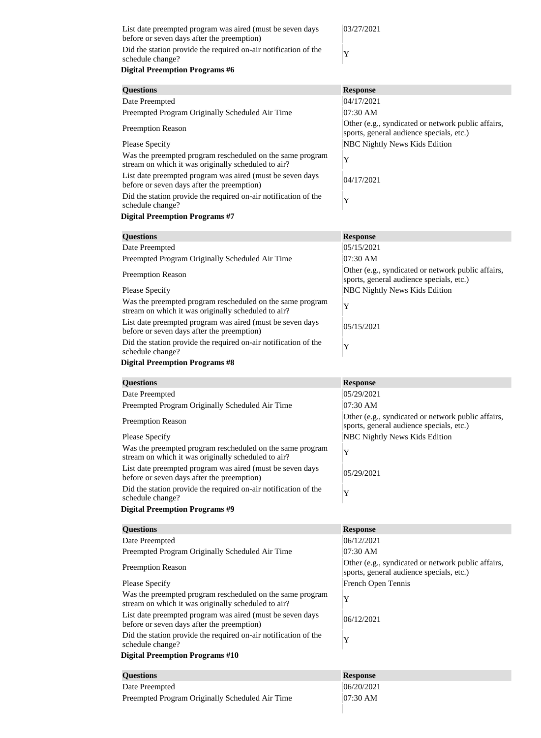| | |
|---|---|
| List date preempted program was aired (must be seven days before or seven days after the preemption) | 03/27/2021 |
| Did the station provide the required on-air notification of the schedule change? | Y |

**Digital Preemption Programs #6**

| Questions | Response |
|---|---|
| Date Preempted | 04/17/2021 |
| Preempted Program Originally Scheduled Air Time | 07:30 AM |
| Preemption Reason | Other (e.g., syndicated or network public affairs, sports, general audience specials, etc.) |
| Please Specify | NBC Nightly News Kids Edition |
| Was the preempted program rescheduled on the same program stream on which it was originally scheduled to air? | Y |
| List date preempted program was aired (must be seven days before or seven days after the preemption) | 04/17/2021 |
| Did the station provide the required on-air notification of the schedule change? | Y |

**Digital Preemption Programs #7**

| Questions | Response |
|---|---|
| Date Preempted | 05/15/2021 |
| Preempted Program Originally Scheduled Air Time | 07:30 AM |
| Preemption Reason | Other (e.g., syndicated or network public affairs, sports, general audience specials, etc.) |
| Please Specify | NBC Nightly News Kids Edition |
| Was the preempted program rescheduled on the same program stream on which it was originally scheduled to air? | Y |
| List date preempted program was aired (must be seven days before or seven days after the preemption) | 05/15/2021 |
| Did the station provide the required on-air notification of the schedule change? | Y |

**Digital Preemption Programs #8**

| Questions | Response |
|---|---|
| Date Preempted | 05/29/2021 |
| Preempted Program Originally Scheduled Air Time | 07:30 AM |
| Preemption Reason | Other (e.g., syndicated or network public affairs, sports, general audience specials, etc.) |
| Please Specify | NBC Nightly News Kids Edition |
| Was the preempted program rescheduled on the same program stream on which it was originally scheduled to air? | Y |
| List date preempted program was aired (must be seven days before or seven days after the preemption) | 05/29/2021 |
| Did the station provide the required on-air notification of the schedule change? | Y |

**Digital Preemption Programs #9**

| Questions | Response |
|---|---|
| Date Preempted | 06/12/2021 |
| Preempted Program Originally Scheduled Air Time | 07:30 AM |
| Preemption Reason | Other (e.g., syndicated or network public affairs, sports, general audience specials, etc.) |
| Please Specify | French Open Tennis |
| Was the preempted program rescheduled on the same program stream on which it was originally scheduled to air? | Y |
| List date preempted program was aired (must be seven days before or seven days after the preemption) | 06/12/2021 |
| Did the station provide the required on-air notification of the schedule change? | Y |

**Digital Preemption Programs #10**

| Questions | Response |
|---|---|
| Date Preempted | 06/20/2021 |
| Preempted Program Originally Scheduled Air Time | 07:30 AM |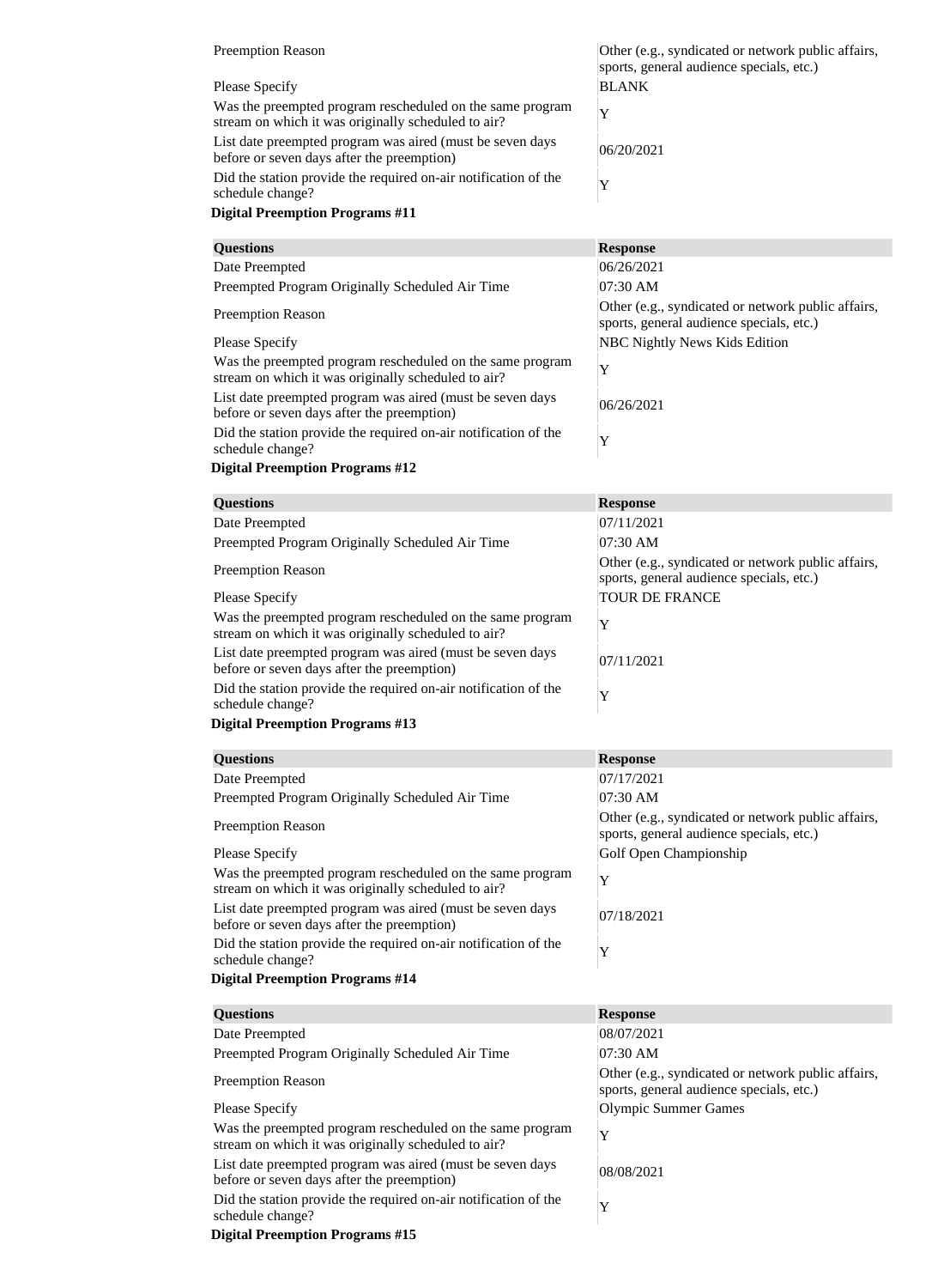| | |
|---|---|
| Preemption Reason | Other (e.g., syndicated or network public affairs, sports, general audience specials, etc.) |
| Please Specify | BLANK |
| Was the preempted program rescheduled on the same program stream on which it was originally scheduled to air? | Y |
| List date preempted program was aired (must be seven days before or seven days after the preemption) | 06/20/2021 |
| Did the station provide the required on-air notification of the schedule change? | Y |

**Digital Preemption Programs #11**

| Questions | Response |
|---|---|
| Date Preempted | 06/26/2021 |
| Preempted Program Originally Scheduled Air Time | 07:30 AM |
| Preemption Reason | Other (e.g., syndicated or network public affairs, sports, general audience specials, etc.) |
| Please Specify | NBC Nightly News Kids Edition |
| Was the preempted program rescheduled on the same program stream on which it was originally scheduled to air? | Y |
| List date preempted program was aired (must be seven days before or seven days after the preemption) | 06/26/2021 |
| Did the station provide the required on-air notification of the schedule change? | Y |

**Digital Preemption Programs #12**

| Questions | Response |
|---|---|
| Date Preempted | 07/11/2021 |
| Preempted Program Originally Scheduled Air Time | 07:30 AM |
| Preemption Reason | Other (e.g., syndicated or network public affairs, sports, general audience specials, etc.) |
| Please Specify | TOUR DE FRANCE |
| Was the preempted program rescheduled on the same program stream on which it was originally scheduled to air? | Y |
| List date preempted program was aired (must be seven days before or seven days after the preemption) | 07/11/2021 |
| Did the station provide the required on-air notification of the schedule change? | Y |

**Digital Preemption Programs #13**

| Questions | Response |
|---|---|
| Date Preempted | 07/17/2021 |
| Preempted Program Originally Scheduled Air Time | 07:30 AM |
| Preemption Reason | Other (e.g., syndicated or network public affairs, sports, general audience specials, etc.) |
| Please Specify | Golf Open Championship |
| Was the preempted program rescheduled on the same program stream on which it was originally scheduled to air? | Y |
| List date preempted program was aired (must be seven days before or seven days after the preemption) | 07/18/2021 |
| Did the station provide the required on-air notification of the schedule change? | Y |

**Digital Preemption Programs #14**

| Questions | Response |
|---|---|
| Date Preempted | 08/07/2021 |
| Preempted Program Originally Scheduled Air Time | 07:30 AM |
| Preemption Reason | Other (e.g., syndicated or network public affairs, sports, general audience specials, etc.) |
| Please Specify | Olympic Summer Games |
| Was the preempted program rescheduled on the same program stream on which it was originally scheduled to air? | Y |
| List date preempted program was aired (must be seven days before or seven days after the preemption) | 08/08/2021 |
| Did the station provide the required on-air notification of the schedule change? | Y |

**Digital Preemption Programs #15**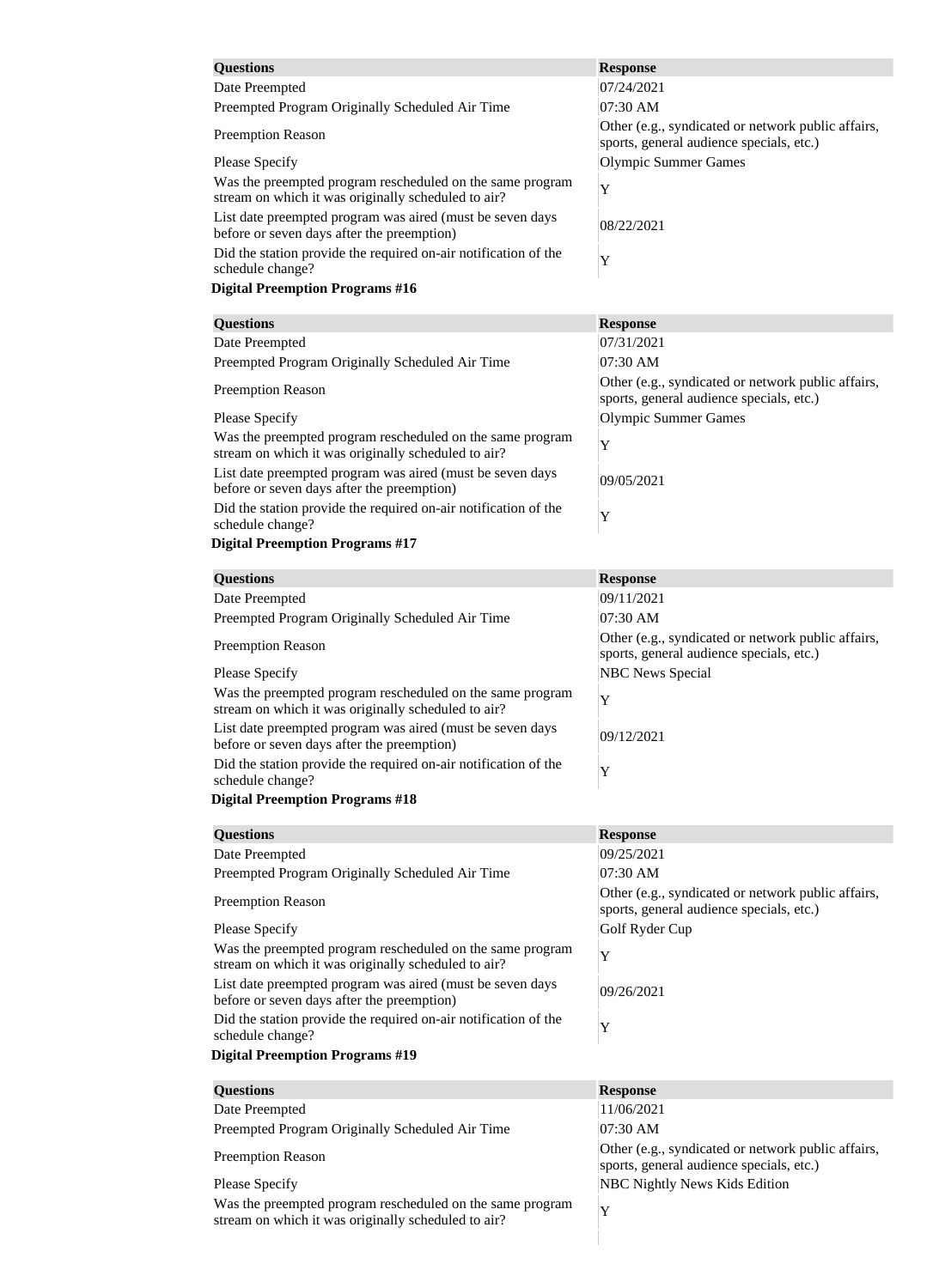| Questions | Response |
| --- | --- |
| Date Preempted | 07/24/2021 |
| Preempted Program Originally Scheduled Air Time | 07:30 AM |
| Preemption Reason | Other (e.g., syndicated or network public affairs, sports, general audience specials, etc.) |
| Please Specify | Olympic Summer Games |
| Was the preempted program rescheduled on the same program stream on which it was originally scheduled to air? | Y |
| List date preempted program was aired (must be seven days before or seven days after the preemption) | 08/22/2021 |
| Did the station provide the required on-air notification of the schedule change? | Y |

**Digital Preemption Programs #16**

| Questions | Response |
| --- | --- |
| Date Preempted | 07/31/2021 |
| Preempted Program Originally Scheduled Air Time | 07:30 AM |
| Preemption Reason | Other (e.g., syndicated or network public affairs, sports, general audience specials, etc.) |
| Please Specify | Olympic Summer Games |
| Was the preempted program rescheduled on the same program stream on which it was originally scheduled to air? | Y |
| List date preempted program was aired (must be seven days before or seven days after the preemption) | 09/05/2021 |
| Did the station provide the required on-air notification of the schedule change? | Y |

**Digital Preemption Programs #17**

| Questions | Response |
| --- | --- |
| Date Preempted | 09/11/2021 |
| Preempted Program Originally Scheduled Air Time | 07:30 AM |
| Preemption Reason | Other (e.g., syndicated or network public affairs, sports, general audience specials, etc.) |
| Please Specify | NBC News Special |
| Was the preempted program rescheduled on the same program stream on which it was originally scheduled to air? | Y |
| List date preempted program was aired (must be seven days before or seven days after the preemption) | 09/12/2021 |
| Did the station provide the required on-air notification of the schedule change? | Y |

**Digital Preemption Programs #18**

| Questions | Response |
| --- | --- |
| Date Preempted | 09/25/2021 |
| Preempted Program Originally Scheduled Air Time | 07:30 AM |
| Preemption Reason | Other (e.g., syndicated or network public affairs, sports, general audience specials, etc.) |
| Please Specify | Golf Ryder Cup |
| Was the preempted program rescheduled on the same program stream on which it was originally scheduled to air? | Y |
| List date preempted program was aired (must be seven days before or seven days after the preemption) | 09/26/2021 |
| Did the station provide the required on-air notification of the schedule change? | Y |

**Digital Preemption Programs #19**

| Questions | Response |
| --- | --- |
| Date Preempted | 11/06/2021 |
| Preempted Program Originally Scheduled Air Time | 07:30 AM |
| Preemption Reason | Other (e.g., syndicated or network public affairs, sports, general audience specials, etc.) |
| Please Specify | NBC Nightly News Kids Edition |
| Was the preempted program rescheduled on the same program stream on which it was originally scheduled to air? | Y |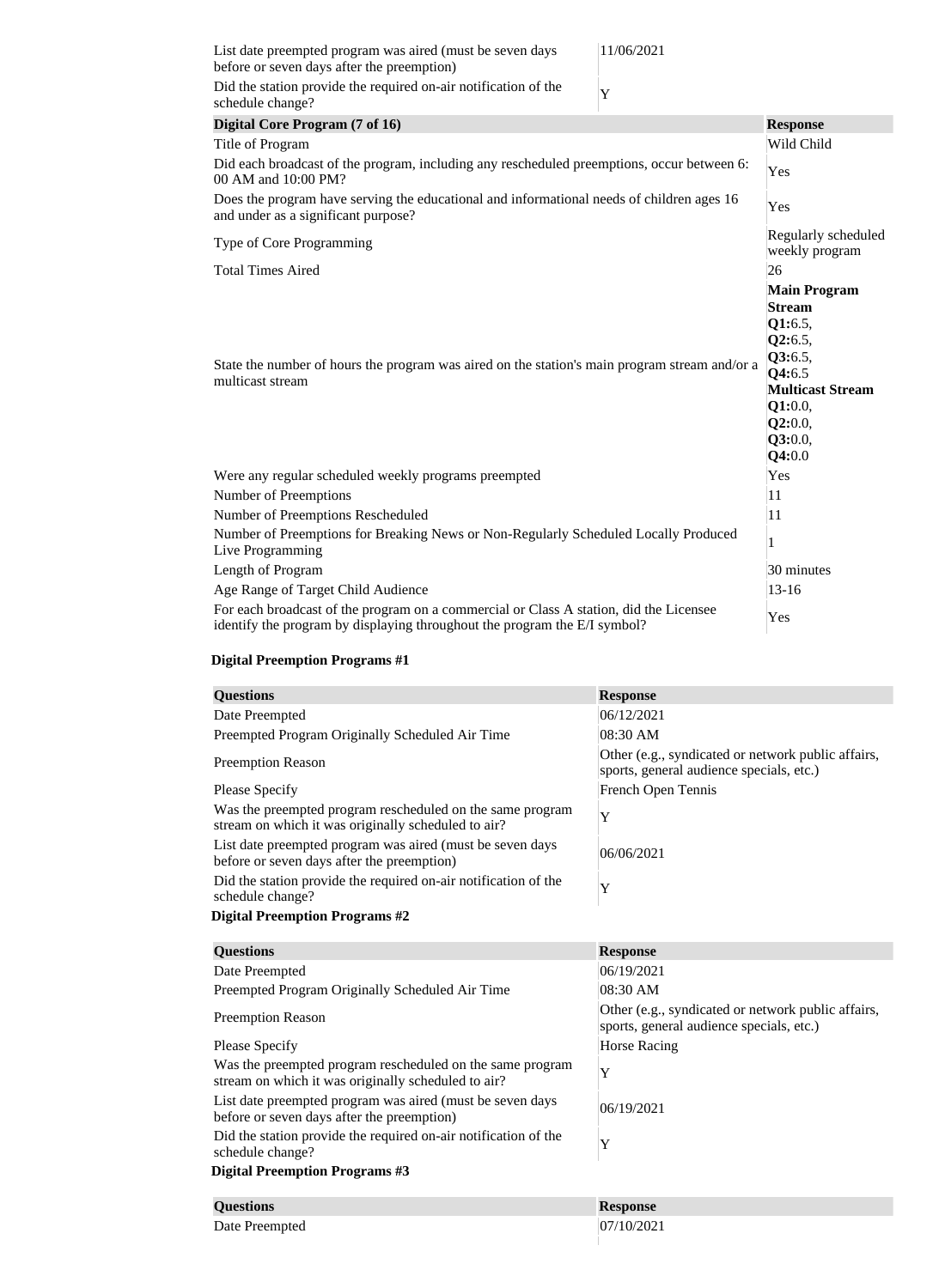| | |
|---|---|
| List date preempted program was aired (must be seven days before or seven days after the preemption) | 11/06/2021 |
| Did the station provide the required on-air notification of the schedule change? | Y |

| Digital Core Program (7 of 16) | Response |
|---|---|
| Title of Program | Wild Child |
| Did each broadcast of the program, including any rescheduled preemptions, occur between 6: 00 AM and 10:00 PM? | Yes |
| Does the program have serving the educational and informational needs of children ages 16 and under as a significant purpose? | Yes |
| Type of Core Programming | Regularly scheduled weekly program |
| Total Times Aired | 26 |
| State the number of hours the program was aired on the station's main program stream and/or a multicast stream | **Main Program Stream** **Q1:**6.5, **Q2:**6.5, **Q3:**6.5, **Q4:**6.5 **Multicast Stream** **Q1:**0.0, **Q2:**0.0, **Q3:**0.0, **Q4:**0.0 |
| Were any regular scheduled weekly programs preempted | Yes |
| Number of Preemptions | 11 |
| Number of Preemptions Rescheduled | 11 |
| Number of Preemptions for Breaking News or Non-Regularly Scheduled Locally Produced Live Programming | 1 |
| Length of Program | 30 minutes |
| Age Range of Target Child Audience | 13-16 |
| For each broadcast of the program on a commercial or Class A station, did the Licensee identify the program by displaying throughout the program the E/I symbol? | Yes |

**Digital Preemption Programs #1**

| Questions | Response |
|---|---|
| Date Preempted | 06/12/2021 |
| Preempted Program Originally Scheduled Air Time | 08:30 AM |
| Preemption Reason | Other (e.g., syndicated or network public affairs, sports, general audience specials, etc.) |
| Please Specify | French Open Tennis |
| Was the preempted program rescheduled on the same program stream on which it was originally scheduled to air? | Y |
| List date preempted program was aired (must be seven days before or seven days after the preemption) | 06/06/2021 |
| Did the station provide the required on-air notification of the schedule change? | Y |

**Digital Preemption Programs #2**

| Questions | Response |
|---|---|
| Date Preempted | 06/19/2021 |
| Preempted Program Originally Scheduled Air Time | 08:30 AM |
| Preemption Reason | Other (e.g., syndicated or network public affairs, sports, general audience specials, etc.) |
| Please Specify | Horse Racing |
| Was the preempted program rescheduled on the same program stream on which it was originally scheduled to air? | Y |
| List date preempted program was aired (must be seven days before or seven days after the preemption) | 06/19/2021 |
| Did the station provide the required on-air notification of the schedule change? | Y |

**Digital Preemption Programs #3**

| Questions | Response |
|---|---|
| Date Preempted | 07/10/2021 |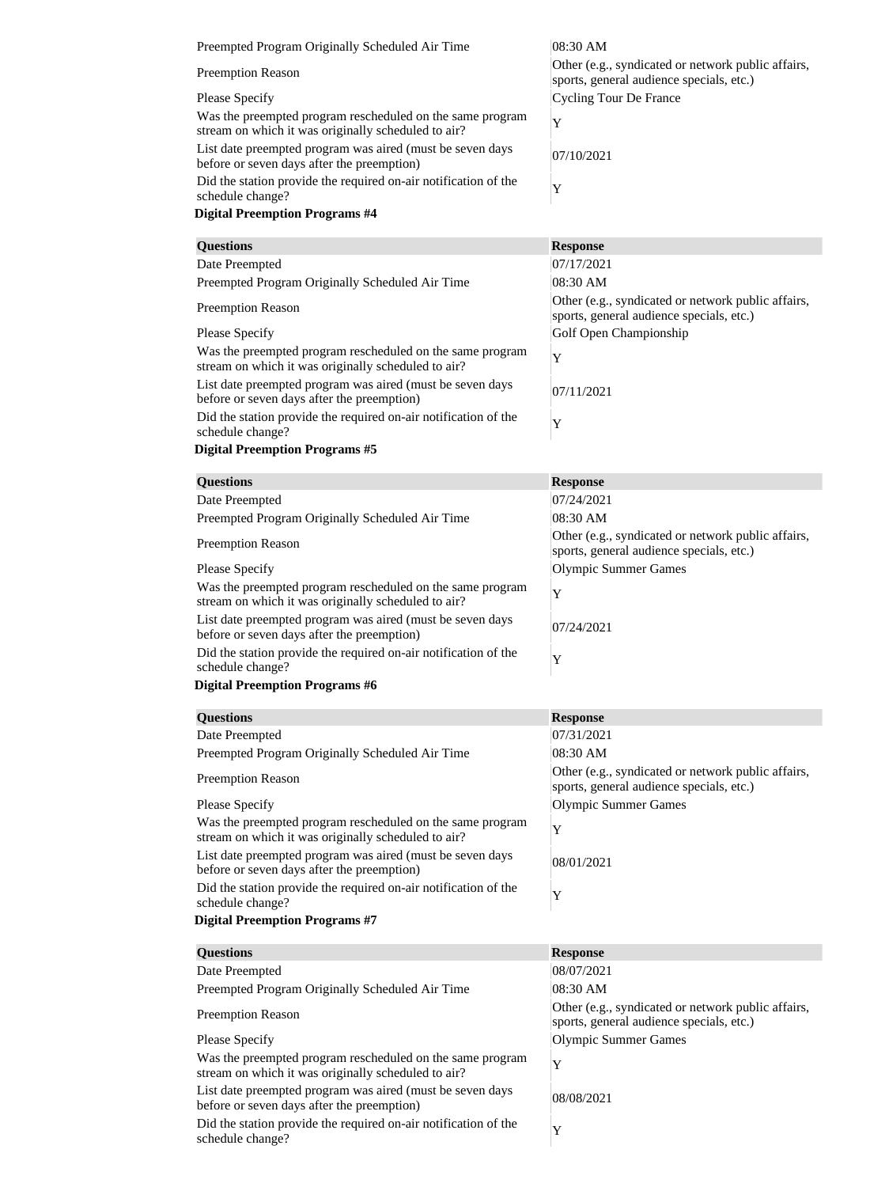| | |
|---|---|
| Preempted Program Originally Scheduled Air Time | 08:30 AM |
| Preemption Reason | Other (e.g., syndicated or network public affairs, sports, general audience specials, etc.) |
| Please Specify | Cycling Tour De France |
| Was the preempted program rescheduled on the same program stream on which it was originally scheduled to air? | Y |
| List date preempted program was aired (must be seven days before or seven days after the preemption) | 07/10/2021 |
| Did the station provide the required on-air notification of the schedule change? | Y |

**Digital Preemption Programs #4**

| Questions | Response |
|---|---|
| Date Preempted | 07/17/2021 |
| Preempted Program Originally Scheduled Air Time | 08:30 AM |
| Preemption Reason | Other (e.g., syndicated or network public affairs, sports, general audience specials, etc.) |
| Please Specify | Golf Open Championship |
| Was the preempted program rescheduled on the same program stream on which it was originally scheduled to air? | Y |
| List date preempted program was aired (must be seven days before or seven days after the preemption) | 07/11/2021 |
| Did the station provide the required on-air notification of the schedule change? | Y |

**Digital Preemption Programs #5**

| Questions | Response |
|---|---|
| Date Preempted | 07/24/2021 |
| Preempted Program Originally Scheduled Air Time | 08:30 AM |
| Preemption Reason | Other (e.g., syndicated or network public affairs, sports, general audience specials, etc.) |
| Please Specify | Olympic Summer Games |
| Was the preempted program rescheduled on the same program stream on which it was originally scheduled to air? | Y |
| List date preempted program was aired (must be seven days before or seven days after the preemption) | 07/24/2021 |
| Did the station provide the required on-air notification of the schedule change? | Y |

**Digital Preemption Programs #6**

| Questions | Response |
|---|---|
| Date Preempted | 07/31/2021 |
| Preempted Program Originally Scheduled Air Time | 08:30 AM |
| Preemption Reason | Other (e.g., syndicated or network public affairs, sports, general audience specials, etc.) |
| Please Specify | Olympic Summer Games |
| Was the preempted program rescheduled on the same program stream on which it was originally scheduled to air? | Y |
| List date preempted program was aired (must be seven days before or seven days after the preemption) | 08/01/2021 |
| Did the station provide the required on-air notification of the schedule change? | Y |

**Digital Preemption Programs #7**

| Questions | Response |
|---|---|
| Date Preempted | 08/07/2021 |
| Preempted Program Originally Scheduled Air Time | 08:30 AM |
| Preemption Reason | Other (e.g., syndicated or network public affairs, sports, general audience specials, etc.) |
| Please Specify | Olympic Summer Games |
| Was the preempted program rescheduled on the same program stream on which it was originally scheduled to air? | Y |
| List date preempted program was aired (must be seven days before or seven days after the preemption) | 08/08/2021 |
| Did the station provide the required on-air notification of the schedule change? | Y |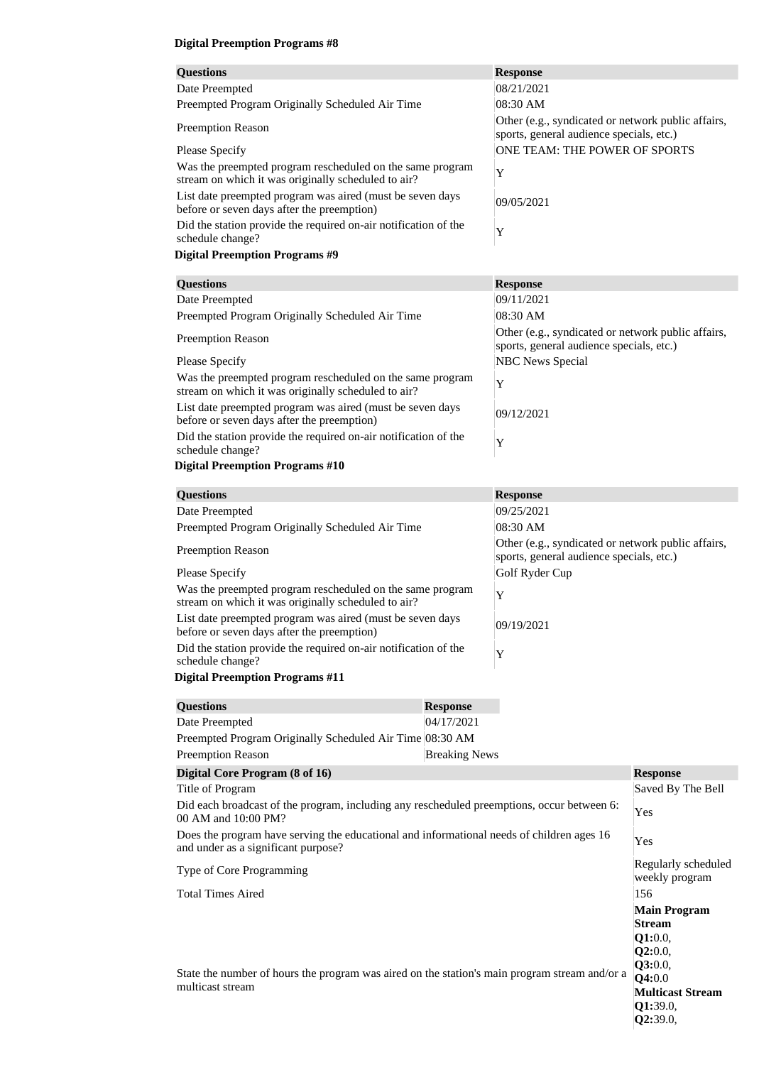**Digital Preemption Programs #8**

| Questions | Response |
|---|---|
| Date Preempted | 08/21/2021 |
| Preempted Program Originally Scheduled Air Time | 08:30 AM |
| Preemption Reason | Other (e.g., syndicated or network public affairs, sports, general audience specials, etc.) |
| Please Specify | ONE TEAM: THE POWER OF SPORTS |
| Was the preempted program rescheduled on the same program stream on which it was originally scheduled to air? | Y |
| List date preempted program was aired (must be seven days before or seven days after the preemption) | 09/05/2021 |
| Did the station provide the required on-air notification of the schedule change? | Y |

**Digital Preemption Programs #9**

| Questions | Response |
|---|---|
| Date Preempted | 09/11/2021 |
| Preempted Program Originally Scheduled Air Time | 08:30 AM |
| Preemption Reason | Other (e.g., syndicated or network public affairs, sports, general audience specials, etc.) |
| Please Specify | NBC News Special |
| Was the preempted program rescheduled on the same program stream on which it was originally scheduled to air? | Y |
| List date preempted program was aired (must be seven days before or seven days after the preemption) | 09/12/2021 |
| Did the station provide the required on-air notification of the schedule change? | Y |

**Digital Preemption Programs #10**

| Questions | Response |
|---|---|
| Date Preempted | 09/25/2021 |
| Preempted Program Originally Scheduled Air Time | 08:30 AM |
| Preemption Reason | Other (e.g., syndicated or network public affairs, sports, general audience specials, etc.) |
| Please Specify | Golf Ryder Cup |
| Was the preempted program rescheduled on the same program stream on which it was originally scheduled to air? | Y |
| List date preempted program was aired (must be seven days before or seven days after the preemption) | 09/19/2021 |
| Did the station provide the required on-air notification of the schedule change? | Y |

**Digital Preemption Programs #11**

| Questions | Response |
|---|---|
| Date Preempted | 04/17/2021 |
| Preempted Program Originally Scheduled Air Time | 08:30 AM |
| Preemption Reason | Breaking News |

| Digital Core Program (8 of 16) | Response |
|---|---|
| Title of Program | Saved By The Bell |
| Did each broadcast of the program, including any rescheduled preemptions, occur between 6:00 AM and 10:00 PM? | Yes |
| Does the program have serving the educational and informational needs of children ages 16 and under as a significant purpose? | Yes |
| Type of Core Programming | Regularly scheduled weekly program |
| Total Times Aired | 156 |
| State the number of hours the program was aired on the station's main program stream and/or a multicast stream | **Main Program Stream** **Q1:**0.0, **Q2:**0.0, **Q3:**0.0, **Q4:**0.0 **Multicast Stream** **Q1:**39.0, **Q2:**39.0, |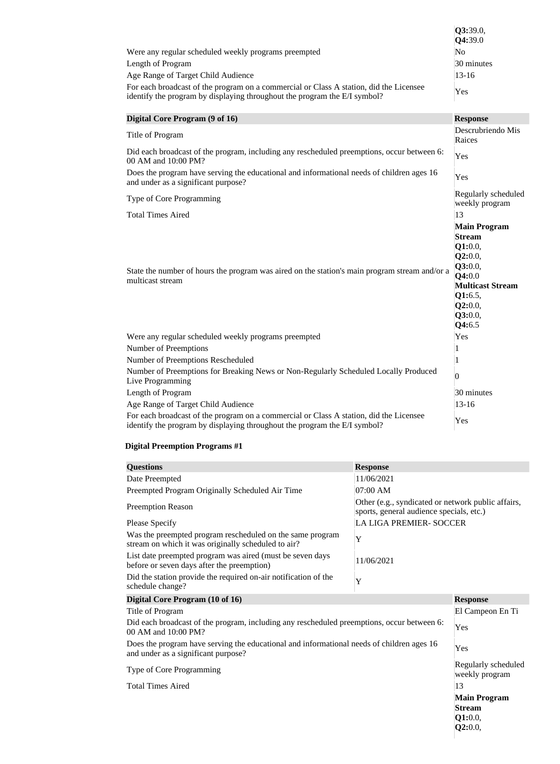| | |
|---|---|
| | **Q3:**39.0, **Q4:**39.0 |
| Were any regular scheduled weekly programs preempted | No |
| Length of Program | 30 minutes |
| Age Range of Target Child Audience | 13-16 |
| For each broadcast of the program on a commercial or Class A station, did the Licensee identify the program by displaying throughout the program the E/I symbol? | Yes |

| Digital Core Program (9 of 16) | Response |
|---|---|
| Title of Program | Descrubriendo Mis Raices |
| Did each broadcast of the program, including any rescheduled preemptions, occur between 6: 00 AM and 10:00 PM? | Yes |
| Does the program have serving the educational and informational needs of children ages 16 and under as a significant purpose? | Yes |
| Type of Core Programming | Regularly scheduled weekly program |
| Total Times Aired | 13 |
| State the number of hours the program was aired on the station's main program stream and/or a multicast stream | **Main Program Stream** **Q1:**0.0, **Q2:**0.0, **Q3:**0.0, **Q4:**0.0 **Multicast Stream** **Q1:**6.5, **Q2:**0.0, **Q3:**0.0, **Q4:**6.5 |
| Were any regular scheduled weekly programs preempted | Yes |
| Number of Preemptions | 1 |
| Number of Preemptions Rescheduled | 1 |
| Number of Preemptions for Breaking News or Non-Regularly Scheduled Locally Produced Live Programming | 0 |
| Length of Program | 30 minutes |
| Age Range of Target Child Audience | 13-16 |
| For each broadcast of the program on a commercial or Class A station, did the Licensee identify the program by displaying throughout the program the E/I symbol? | Yes |

**Digital Preemption Programs #1**

| Questions | Response |
|---|---|
| Date Preempted | 11/06/2021 |
| Preempted Program Originally Scheduled Air Time | 07:00 AM |
| Preemption Reason | Other (e.g., syndicated or network public affairs, sports, general audience specials, etc.) |
| Please Specify | LA LIGA PREMIER- SOCCER |
| Was the preempted program rescheduled on the same program stream on which it was originally scheduled to air? | Y |
| List date preempted program was aired (must be seven days before or seven days after the preemption) | 11/06/2021 |
| Did the station provide the required on-air notification of the schedule change? | Y |

| Digital Core Program (10 of 16) | Response |
|---|---|
| Title of Program | El Campeon En Ti |
| Did each broadcast of the program, including any rescheduled preemptions, occur between 6: 00 AM and 10:00 PM? | Yes |
| Does the program have serving the educational and informational needs of children ages 16 and under as a significant purpose? | Yes |
| Type of Core Programming | Regularly scheduled weekly program |
| Total Times Aired | 13 |
| | **Main Program Stream** **Q1:**0.0, **Q2:**0.0, |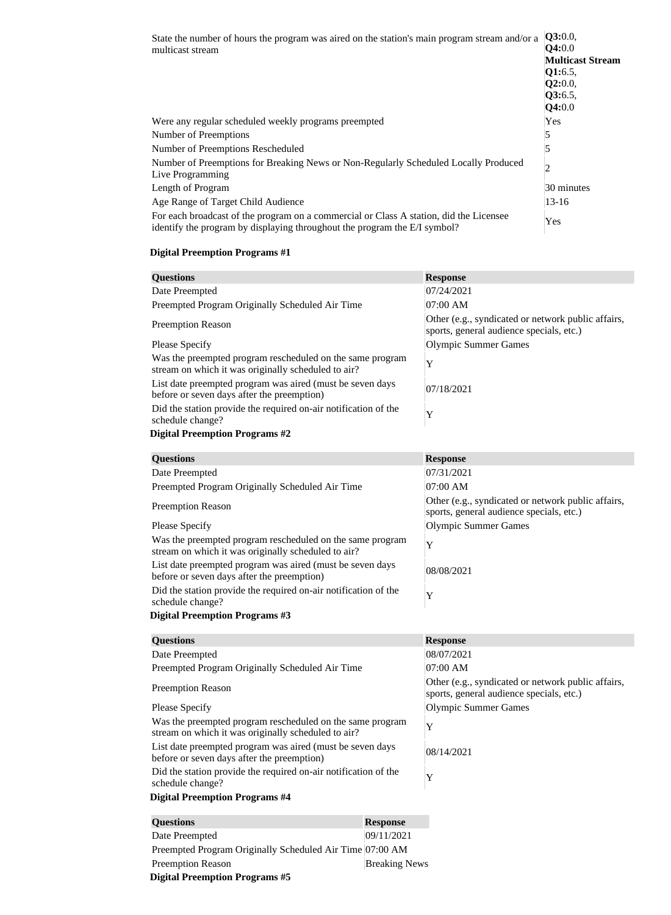| | |
|---|---|
| State the number of hours the program was aired on the station's main program stream and/or a multicast stream | **Q3:**0.0, **Q4:**0.0 **Multicast Stream** **Q1:**6.5, **Q2:**0.0, **Q3:**6.5, **Q4:**0.0 |
| Were any regular scheduled weekly programs preempted | Yes |
| Number of Preemptions | 5 |
| Number of Preemptions Rescheduled | 5 |
| Number of Preemptions for Breaking News or Non-Regularly Scheduled Locally Produced Live Programming | 2 |
| Length of Program | 30 minutes |
| Age Range of Target Child Audience | 13-16 |
| For each broadcast of the program on a commercial or Class A station, did the Licensee identify the program by displaying throughout the program the E/I symbol? | Yes |

**Digital Preemption Programs #1**

| Questions | Response |
|---|---|
| Date Preempted | 07/24/2021 |
| Preempted Program Originally Scheduled Air Time | 07:00 AM |
| Preemption Reason | Other (e.g., syndicated or network public affairs, sports, general audience specials, etc.) |
| Please Specify | Olympic Summer Games |
| Was the preempted program rescheduled on the same program stream on which it was originally scheduled to air? | Y |
| List date preempted program was aired (must be seven days before or seven days after the preemption) | 07/18/2021 |
| Did the station provide the required on-air notification of the schedule change? | Y |

**Digital Preemption Programs #2**

| Questions | Response |
|---|---|
| Date Preempted | 07/31/2021 |
| Preempted Program Originally Scheduled Air Time | 07:00 AM |
| Preemption Reason | Other (e.g., syndicated or network public affairs, sports, general audience specials, etc.) |
| Please Specify | Olympic Summer Games |
| Was the preempted program rescheduled on the same program stream on which it was originally scheduled to air? | Y |
| List date preempted program was aired (must be seven days before or seven days after the preemption) | 08/08/2021 |
| Did the station provide the required on-air notification of the schedule change? | Y |

**Digital Preemption Programs #3**

| Questions | Response |
|---|---|
| Date Preempted | 08/07/2021 |
| Preempted Program Originally Scheduled Air Time | 07:00 AM |
| Preemption Reason | Other (e.g., syndicated or network public affairs, sports, general audience specials, etc.) |
| Please Specify | Olympic Summer Games |
| Was the preempted program rescheduled on the same program stream on which it was originally scheduled to air? | Y |
| List date preempted program was aired (must be seven days before or seven days after the preemption) | 08/14/2021 |
| Did the station provide the required on-air notification of the schedule change? | Y |

**Digital Preemption Programs #4**

| Questions | Response |
|---|---|
| Date Preempted | 09/11/2021 |
| Preempted Program Originally Scheduled Air Time | 07:00 AM |
| Preemption Reason | Breaking News |

**Digital Preemption Programs #5**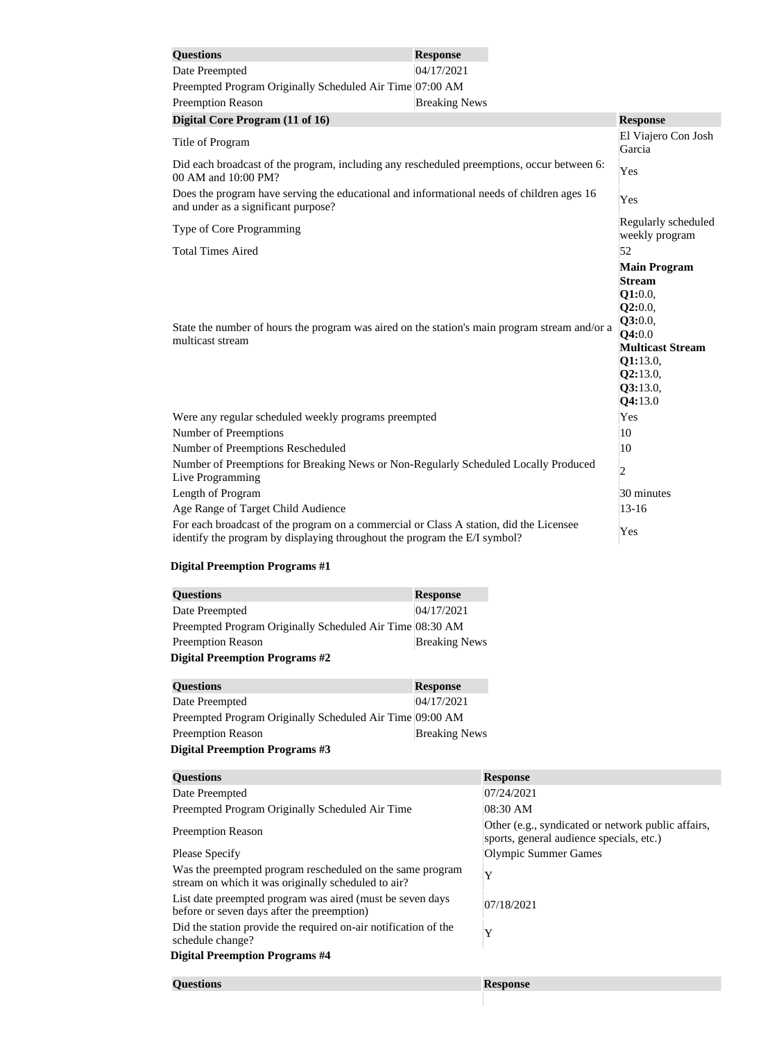| Questions | Response |
| --- | --- |
| Date Preempted | 04/17/2021 |
| Preempted Program Originally Scheduled Air Time | 07:00 AM |
| Preemption Reason | Breaking News |

| Digital Core Program (11 of 16) | Response |
| --- | --- |
| Title of Program | El Viajero Con Josh Garcia |
| Did each broadcast of the program, including any rescheduled preemptions, occur between 6: 00 AM and 10:00 PM? | Yes |
| Does the program have serving the educational and informational needs of children ages 16 and under as a significant purpose? | Yes |
| Type of Core Programming | Regularly scheduled weekly program |
| Total Times Aired | 52 |
| State the number of hours the program was aired on the station's main program stream and/or a multicast stream | **Main Program Stream** **Q1:**0.0, **Q2:**0.0, **Q3:**0.0, **Q4:**0.0 **Multicast Stream** **Q1:**13.0, **Q2:**13.0, **Q3:**13.0, **Q4:**13.0 |
| Were any regular scheduled weekly programs preempted | Yes |
| Number of Preemptions | 10 |
| Number of Preemptions Rescheduled | 10 |
| Number of Preemptions for Breaking News or Non-Regularly Scheduled Locally Produced Live Programming | 2 |
| Length of Program | 30 minutes |
| Age Range of Target Child Audience | 13-16 |
| For each broadcast of the program on a commercial or Class A station, did the Licensee identify the program by displaying throughout the program the E/I symbol? | Yes |

**Digital Preemption Programs #1**

| Questions | Response |
| --- | --- |
| Date Preempted | 04/17/2021 |
| Preempted Program Originally Scheduled Air Time | 08:30 AM |
| Preemption Reason | Breaking News |

**Digital Preemption Programs #2**

| Questions | Response |
| --- | --- |
| Date Preempted | 04/17/2021 |
| Preempted Program Originally Scheduled Air Time | 09:00 AM |
| Preemption Reason | Breaking News |

**Digital Preemption Programs #3**

| Questions | Response |
| --- | --- |
| Date Preempted | 07/24/2021 |
| Preempted Program Originally Scheduled Air Time | 08:30 AM |
| Preemption Reason | Other (e.g., syndicated or network public affairs, sports, general audience specials, etc.) |
| Please Specify | Olympic Summer Games |
| Was the preempted program rescheduled on the same program stream on which it was originally scheduled to air? | Y |
| List date preempted program was aired (must be seven days before or seven days after the preemption) | 07/18/2021 |
| Did the station provide the required on-air notification of the schedule change? | Y |

**Digital Preemption Programs #4**

| Questions | Response |
| --- | --- |
| | |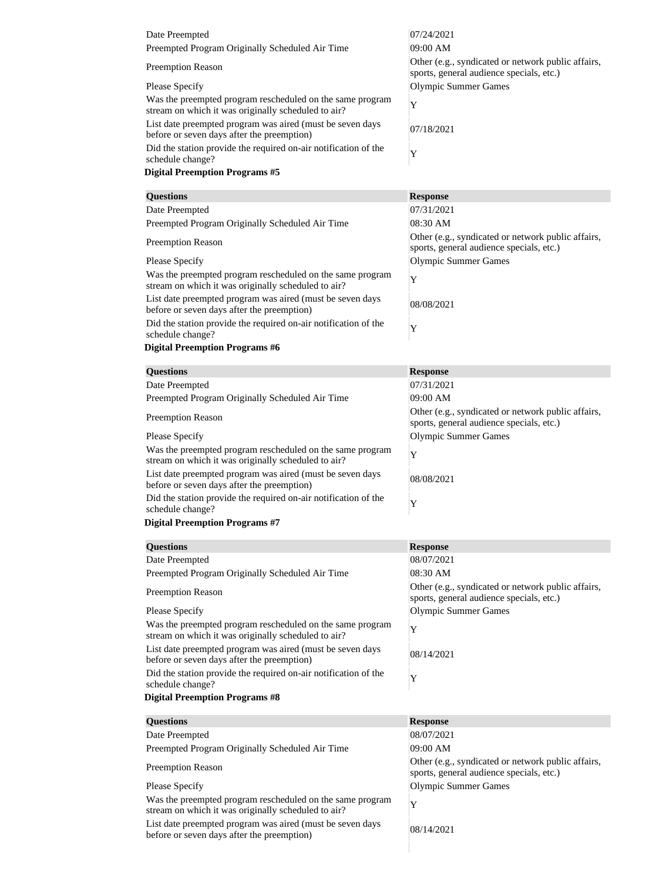| | |
|---|---|
| Date Preempted | 07/24/2021 |
| Preempted Program Originally Scheduled Air Time | 09:00 AM |
| Preemption Reason | Other (e.g., syndicated or network public affairs, sports, general audience specials, etc.) |
| Please Specify | Olympic Summer Games |
| Was the preempted program rescheduled on the same program stream on which it was originally scheduled to air? | Y |
| List date preempted program was aired (must be seven days before or seven days after the preemption) | 07/18/2021 |
| Did the station provide the required on-air notification of the schedule change? | Y |

**Digital Preemption Programs #5**

| Questions | Response |
|---|---|
| Date Preempted | 07/31/2021 |
| Preempted Program Originally Scheduled Air Time | 08:30 AM |
| Preemption Reason | Other (e.g., syndicated or network public affairs, sports, general audience specials, etc.) |
| Please Specify | Olympic Summer Games |
| Was the preempted program rescheduled on the same program stream on which it was originally scheduled to air? | Y |
| List date preempted program was aired (must be seven days before or seven days after the preemption) | 08/08/2021 |
| Did the station provide the required on-air notification of the schedule change? | Y |

**Digital Preemption Programs #6**

| Questions | Response |
|---|---|
| Date Preempted | 07/31/2021 |
| Preempted Program Originally Scheduled Air Time | 09:00 AM |
| Preemption Reason | Other (e.g., syndicated or network public affairs, sports, general audience specials, etc.) |
| Please Specify | Olympic Summer Games |
| Was the preempted program rescheduled on the same program stream on which it was originally scheduled to air? | Y |
| List date preempted program was aired (must be seven days before or seven days after the preemption) | 08/08/2021 |
| Did the station provide the required on-air notification of the schedule change? | Y |

**Digital Preemption Programs #7**

| Questions | Response |
|---|---|
| Date Preempted | 08/07/2021 |
| Preempted Program Originally Scheduled Air Time | 08:30 AM |
| Preemption Reason | Other (e.g., syndicated or network public affairs, sports, general audience specials, etc.) |
| Please Specify | Olympic Summer Games |
| Was the preempted program rescheduled on the same program stream on which it was originally scheduled to air? | Y |
| List date preempted program was aired (must be seven days before or seven days after the preemption) | 08/14/2021 |
| Did the station provide the required on-air notification of the schedule change? | Y |

**Digital Preemption Programs #8**

| Questions | Response |
|---|---|
| Date Preempted | 08/07/2021 |
| Preempted Program Originally Scheduled Air Time | 09:00 AM |
| Preemption Reason | Other (e.g., syndicated or network public affairs, sports, general audience specials, etc.) |
| Please Specify | Olympic Summer Games |
| Was the preempted program rescheduled on the same program stream on which it was originally scheduled to air? | Y |
| List date preempted program was aired (must be seven days before or seven days after the preemption) | 08/14/2021 |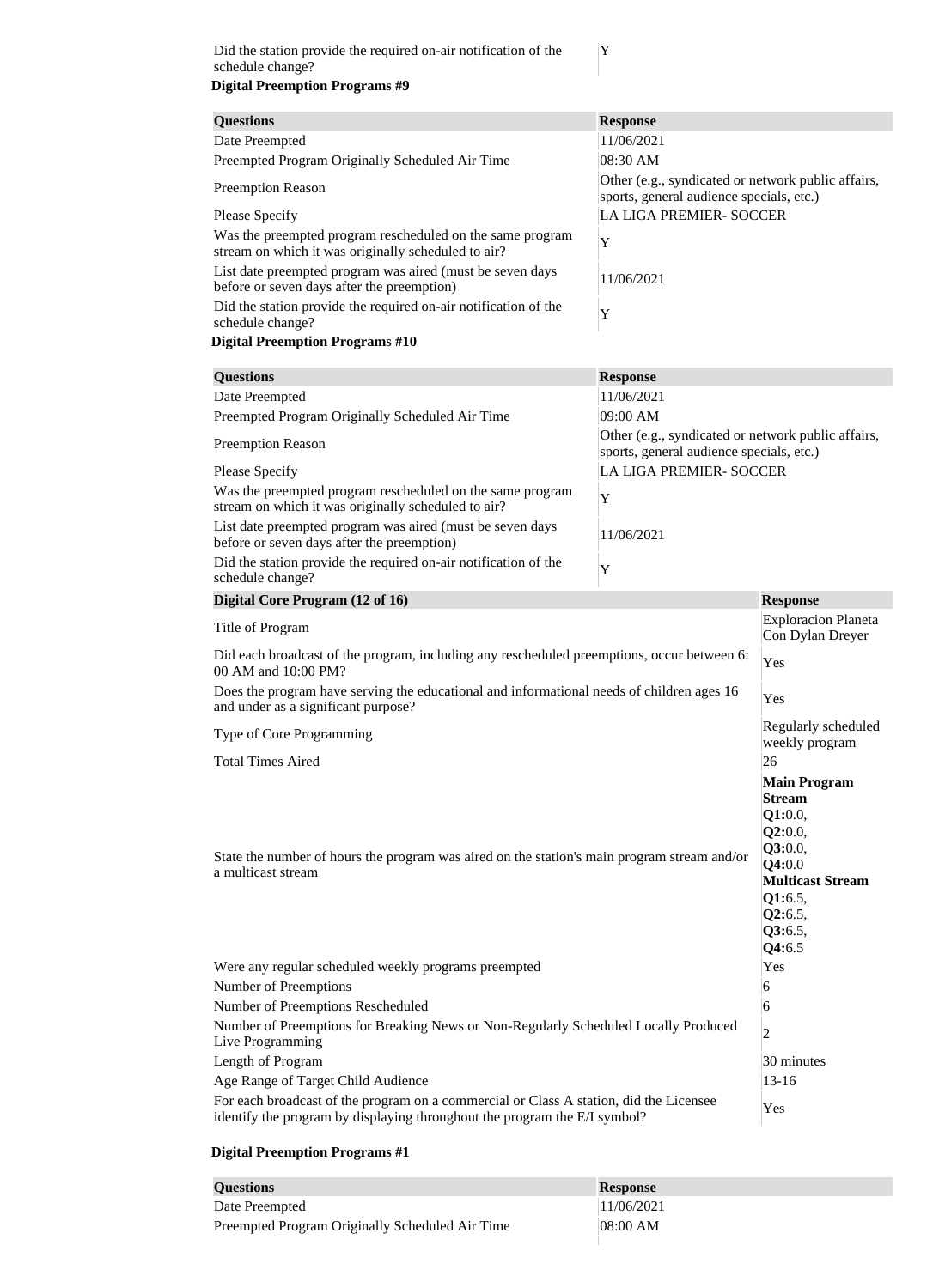| | |
|---|---|
| Did the station provide the required on-air notification of the schedule change? | Y |

**Digital Preemption Programs #9**

| Questions | Response |
|---|---|
| Date Preempted | 11/06/2021 |
| Preempted Program Originally Scheduled Air Time | 08:30 AM |
| Preemption Reason | Other (e.g., syndicated or network public affairs, sports, general audience specials, etc.) |
| Please Specify | LA LIGA PREMIER- SOCCER |
| Was the preempted program rescheduled on the same program stream on which it was originally scheduled to air? | Y |
| List date preempted program was aired (must be seven days before or seven days after the preemption) | 11/06/2021 |
| Did the station provide the required on-air notification of the schedule change? | Y |

**Digital Preemption Programs #10**

| Questions | Response |
|---|---|
| Date Preempted | 11/06/2021 |
| Preempted Program Originally Scheduled Air Time | 09:00 AM |
| Preemption Reason | Other (e.g., syndicated or network public affairs, sports, general audience specials, etc.) |
| Please Specify | LA LIGA PREMIER- SOCCER |
| Was the preempted program rescheduled on the same program stream on which it was originally scheduled to air? | Y |
| List date preempted program was aired (must be seven days before or seven days after the preemption) | 11/06/2021 |
| Did the station provide the required on-air notification of the schedule change? | Y |

| Digital Core Program (12 of 16) | Response |
|---|---|
| Title of Program | Exploracion Planeta Con Dylan Dreyer |
| Did each broadcast of the program, including any rescheduled preemptions, occur between 6: 00 AM and 10:00 PM? | Yes |
| Does the program have serving the educational and informational needs of children ages 16 and under as a significant purpose? | Yes |
| Type of Core Programming | Regularly scheduled weekly program |
| Total Times Aired | 26 |
| State the number of hours the program was aired on the station's main program stream and/or a multicast stream | **Main Program Stream** **Q1:**0.0, **Q2:**0.0, **Q3:**0.0, **Q4:**0.0 **Multicast Stream** **Q1:**6.5, **Q2:**6.5, **Q3:**6.5, **Q4:**6.5 |
| Were any regular scheduled weekly programs preempted | Yes |
| Number of Preemptions | 6 |
| Number of Preemptions Rescheduled | 6 |
| Number of Preemptions for Breaking News or Non-Regularly Scheduled Locally Produced Live Programming | 2 |
| Length of Program | 30 minutes |
| Age Range of Target Child Audience | 13-16 |
| For each broadcast of the program on a commercial or Class A station, did the Licensee identify the program by displaying throughout the program the E/I symbol? | Yes |

**Digital Preemption Programs #1**

| Questions | Response |
|---|---|
| Date Preempted | 11/06/2021 |
| Preempted Program Originally Scheduled Air Time | 08:00 AM |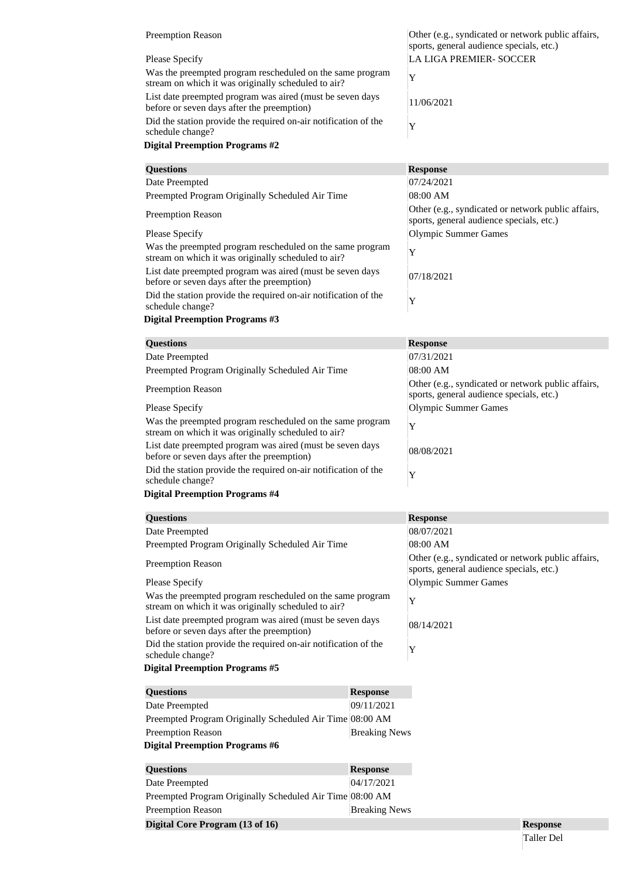| | |
|---|---|
| Preemption Reason | Other (e.g., syndicated or network public affairs, sports, general audience specials, etc.) |
| Please Specify | LA LIGA PREMIER- SOCCER |
| Was the preempted program rescheduled on the same program stream on which it was originally scheduled to air? | Y |
| List date preempted program was aired (must be seven days before or seven days after the preemption) | 11/06/2021 |
| Did the station provide the required on-air notification of the schedule change? | Y |

**Digital Preemption Programs #2**

| Questions | Response |
|---|---|
| Date Preempted | 07/24/2021 |
| Preempted Program Originally Scheduled Air Time | 08:00 AM |
| Preemption Reason | Other (e.g., syndicated or network public affairs, sports, general audience specials, etc.) |
| Please Specify | Olympic Summer Games |
| Was the preempted program rescheduled on the same program stream on which it was originally scheduled to air? | Y |
| List date preempted program was aired (must be seven days before or seven days after the preemption) | 07/18/2021 |
| Did the station provide the required on-air notification of the schedule change? | Y |

**Digital Preemption Programs #3**

| Questions | Response |
|---|---|
| Date Preempted | 07/31/2021 |
| Preempted Program Originally Scheduled Air Time | 08:00 AM |
| Preemption Reason | Other (e.g., syndicated or network public affairs, sports, general audience specials, etc.) |
| Please Specify | Olympic Summer Games |
| Was the preempted program rescheduled on the same program stream on which it was originally scheduled to air? | Y |
| List date preempted program was aired (must be seven days before or seven days after the preemption) | 08/08/2021 |
| Did the station provide the required on-air notification of the schedule change? | Y |

**Digital Preemption Programs #4**

| Questions | Response |
|---|---|
| Date Preempted | 08/07/2021 |
| Preempted Program Originally Scheduled Air Time | 08:00 AM |
| Preemption Reason | Other (e.g., syndicated or network public affairs, sports, general audience specials, etc.) |
| Please Specify | Olympic Summer Games |
| Was the preempted program rescheduled on the same program stream on which it was originally scheduled to air? | Y |
| List date preempted program was aired (must be seven days before or seven days after the preemption) | 08/14/2021 |
| Did the station provide the required on-air notification of the schedule change? | Y |

**Digital Preemption Programs #5**

| Questions | Response |
|---|---|
| Date Preempted | 09/11/2021 |
| Preempted Program Originally Scheduled Air Time | 08:00 AM |
| Preemption Reason | Breaking News |

**Digital Preemption Programs #6**

| Questions | Response |
|---|---|
| Date Preempted | 04/17/2021 |
| Preempted Program Originally Scheduled Air Time | 08:00 AM |
| Preemption Reason | Breaking News |

| Digital Core Program (13 of 16) | Response |
|---|---|
| | Taller Del |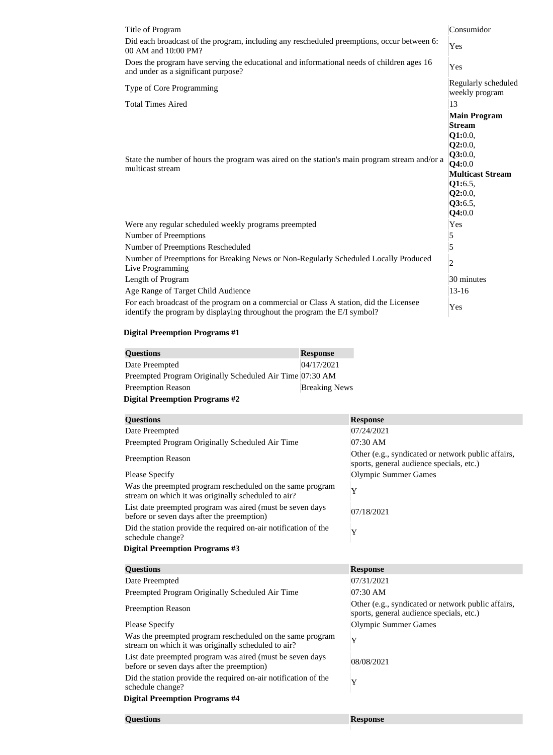| | |
|---|---|
| Title of Program | Consumidor |
| Did each broadcast of the program, including any rescheduled preemptions, occur between 6:00 AM and 10:00 PM? | Yes |
| Does the program have serving the educational and informational needs of children ages 16 and under as a significant purpose? | Yes |
| Type of Core Programming | Regularly scheduled weekly program |
| Total Times Aired | 13 |
| State the number of hours the program was aired on the station's main program stream and/or a multicast stream | **Main Program Stream** **Q1:**0.0, **Q2:**0.0, **Q3:**0.0, **Q4:**0.0 **Multicast Stream** **Q1:**6.5, **Q2:**0.0, **Q3:**6.5, **Q4:**0.0 |
| Were any regular scheduled weekly programs preempted | Yes |
| Number of Preemptions | 5 |
| Number of Preemptions Rescheduled | 5 |
| Number of Preemptions for Breaking News or Non-Regularly Scheduled Locally Produced Live Programming | 2 |
| Length of Program | 30 minutes |
| Age Range of Target Child Audience | 13-16 |
| For each broadcast of the program on a commercial or Class A station, did the Licensee identify the program by displaying throughout the program the E/I symbol? | Yes |

**Digital Preemption Programs #1**

| Questions | Response |
|---|---|
| Date Preempted | 04/17/2021 |
| Preempted Program Originally Scheduled Air Time | 07:30 AM |
| Preemption Reason | Breaking News |

**Digital Preemption Programs #2**

| Questions | Response |
|---|---|
| Date Preempted | 07/24/2021 |
| Preempted Program Originally Scheduled Air Time | 07:30 AM |
| Preemption Reason | Other (e.g., syndicated or network public affairs, sports, general audience specials, etc.) |
| Please Specify | Olympic Summer Games |
| Was the preempted program rescheduled on the same program stream on which it was originally scheduled to air? | Y |
| List date preempted program was aired (must be seven days before or seven days after the preemption) | 07/18/2021 |
| Did the station provide the required on-air notification of the schedule change? | Y |

**Digital Preemption Programs #3**

| Questions | Response |
|---|---|
| Date Preempted | 07/31/2021 |
| Preempted Program Originally Scheduled Air Time | 07:30 AM |
| Preemption Reason | Other (e.g., syndicated or network public affairs, sports, general audience specials, etc.) |
| Please Specify | Olympic Summer Games |
| Was the preempted program rescheduled on the same program stream on which it was originally scheduled to air? | Y |
| List date preempted program was aired (must be seven days before or seven days after the preemption) | 08/08/2021 |
| Did the station provide the required on-air notification of the schedule change? | Y |

**Digital Preemption Programs #4**

| Questions | Response |
|---|---|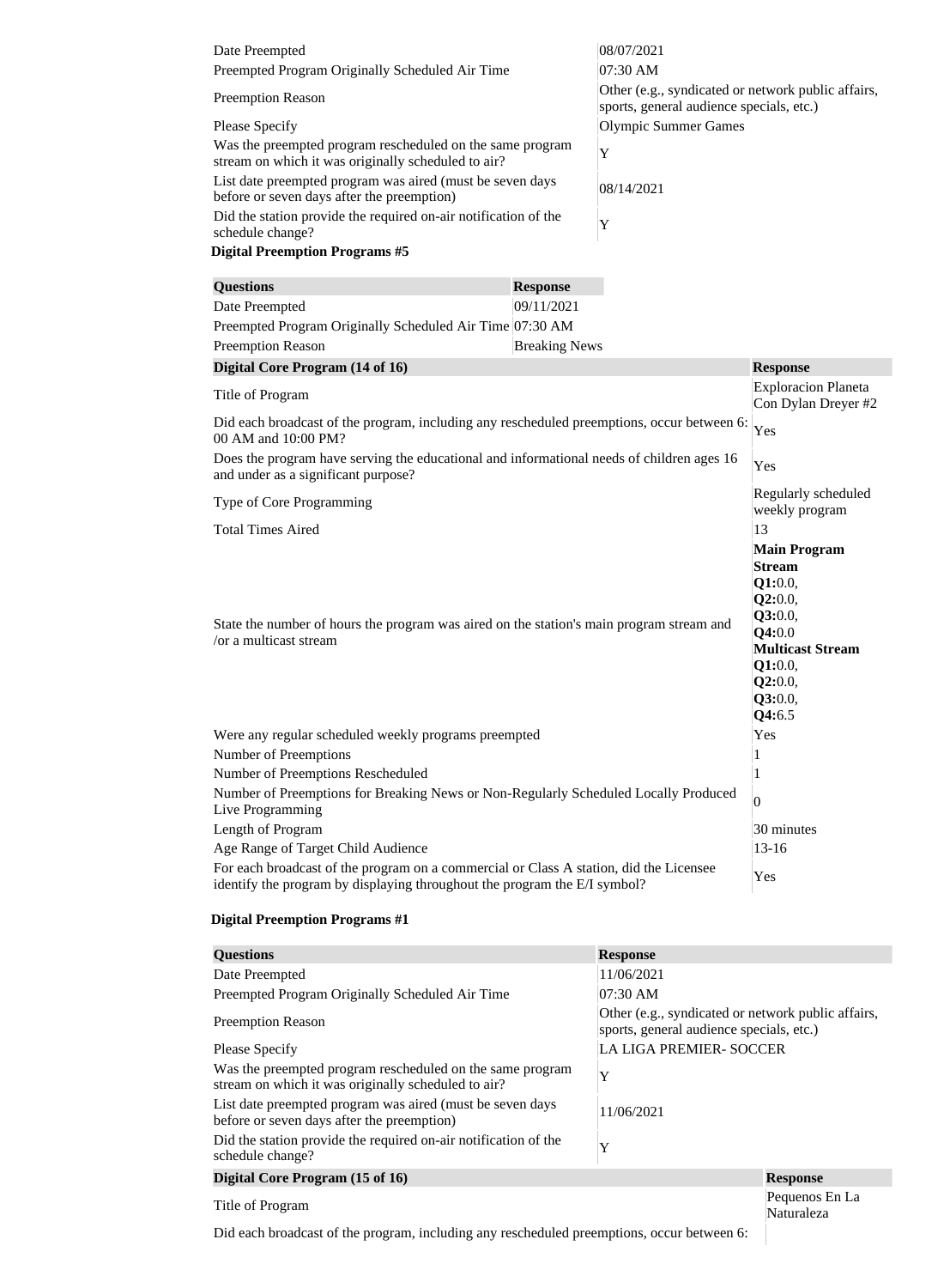| | |
|---|---|
| Date Preempted | 08/07/2021 |
| Preempted Program Originally Scheduled Air Time | 07:30 AM |
| Preemption Reason | Other (e.g., syndicated or network public affairs, sports, general audience specials, etc.) |
| Please Specify | Olympic Summer Games |
| Was the preempted program rescheduled on the same program stream on which it was originally scheduled to air? | Y |
| List date preempted program was aired (must be seven days before or seven days after the preemption) | 08/14/2021 |
| Did the station provide the required on-air notification of the schedule change? | Y |

**Digital Preemption Programs #5**

| Questions | Response |
|---|---|
| Date Preempted | 09/11/2021 |
| Preempted Program Originally Scheduled Air Time | 07:30 AM |
| Preemption Reason | Breaking News |

| Digital Core Program (14 of 16) | Response |
|---|---|
| Title of Program | Exploracion Planeta Con Dylan Dreyer #2 |
| Did each broadcast of the program, including any rescheduled preemptions, occur between 6: 00 AM and 10:00 PM? | Yes |
| Does the program have serving the educational and informational needs of children ages 16 and under as a significant purpose? | Yes |
| Type of Core Programming | Regularly scheduled weekly program |
| Total Times Aired | 13 |
| State the number of hours the program was aired on the station's main program stream and /or a multicast stream | **Main Program Stream** **Q1:**0.0, **Q2:**0.0, **Q3:**0.0, **Q4:**0.0 **Multicast Stream** **Q1:**0.0, **Q2:**0.0, **Q3:**0.0, **Q4:**6.5 |
| Were any regular scheduled weekly programs preempted | Yes |
| Number of Preemptions | 1 |
| Number of Preemptions Rescheduled | 1 |
| Number of Preemptions for Breaking News or Non-Regularly Scheduled Locally Produced Live Programming | 0 |
| Length of Program | 30 minutes |
| Age Range of Target Child Audience | 13-16 |
| For each broadcast of the program on a commercial or Class A station, did the Licensee identify the program by displaying throughout the program the E/I symbol? | Yes |

**Digital Preemption Programs #1**

| Questions | Response |
|---|---|
| Date Preempted | 11/06/2021 |
| Preempted Program Originally Scheduled Air Time | 07:30 AM |
| Preemption Reason | Other (e.g., syndicated or network public affairs, sports, general audience specials, etc.) |
| Please Specify | LA LIGA PREMIER- SOCCER |
| Was the preempted program rescheduled on the same program stream on which it was originally scheduled to air? | Y |
| List date preempted program was aired (must be seven days before or seven days after the preemption) | 11/06/2021 |
| Did the station provide the required on-air notification of the schedule change? | Y |

| Digital Core Program (15 of 16) | Response |
|---|---|
| Title of Program | Pequenos En La Naturaleza |
| Did each broadcast of the program, including any rescheduled preemptions, occur between 6: | |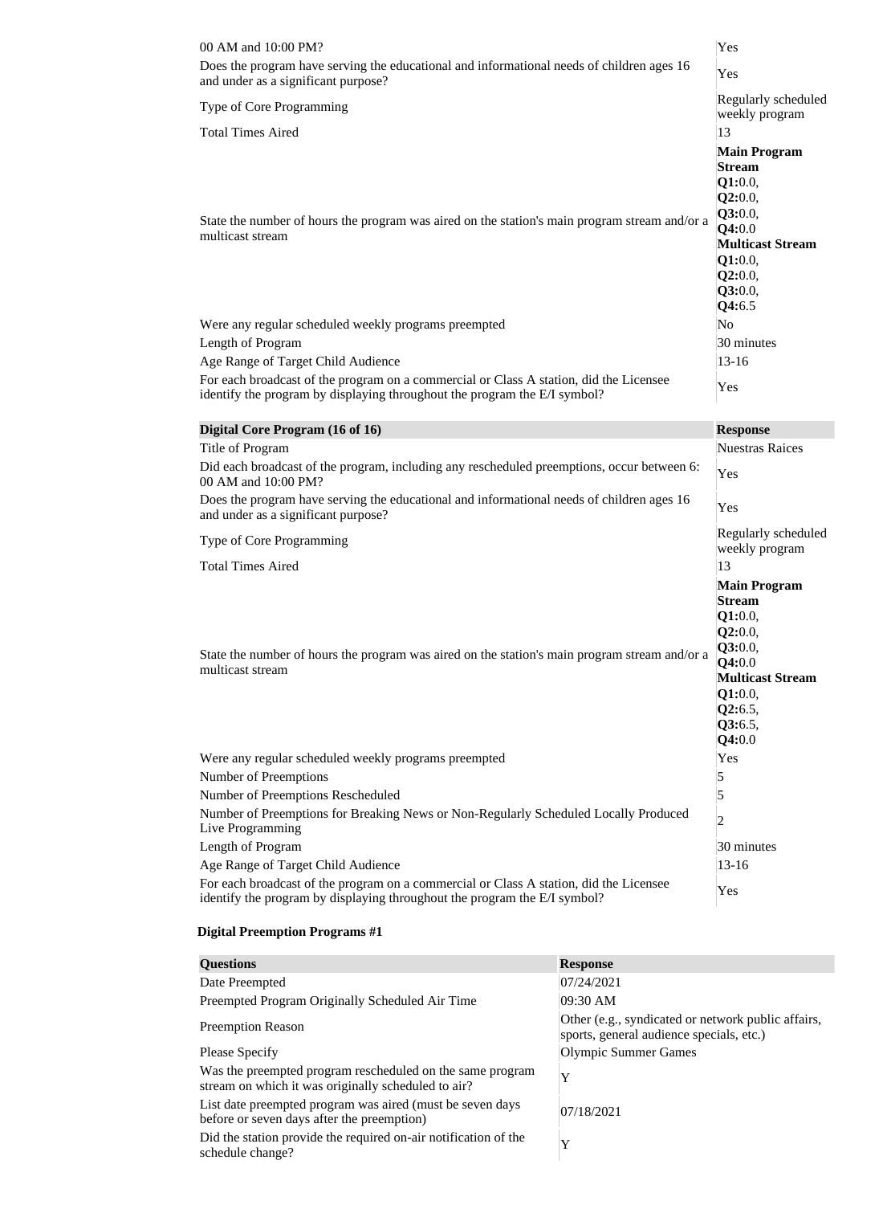| | |
|---|---|
| 00 AM and 10:00 PM? | Yes |
| Does the program have serving the educational and informational needs of children ages 16 and under as a significant purpose? | Yes |
| Type of Core Programming | Regularly scheduled weekly program |
| Total Times Aired | 13 |
| State the number of hours the program was aired on the station's main program stream and/or a multicast stream | **Main Program Stream** **Q1:**0.0, **Q2:**0.0, **Q3:**0.0, **Q4:**0.0 **Multicast Stream** **Q1:**0.0, **Q2:**0.0, **Q3:**0.0, **Q4:**6.5 |
| Were any regular scheduled weekly programs preempted | No |
| Length of Program | 30 minutes |
| Age Range of Target Child Audience | 13-16 |
| For each broadcast of the program on a commercial or Class A station, did the Licensee identify the program by displaying throughout the program the E/I symbol? | Yes |

| Digital Core Program (16 of 16) | Response |
|---|---|
| Title of Program | Nuestras Raices |
| Did each broadcast of the program, including any rescheduled preemptions, occur between 6:00 AM and 10:00 PM? | Yes |
| Does the program have serving the educational and informational needs of children ages 16 and under as a significant purpose? | Yes |
| Type of Core Programming | Regularly scheduled weekly program |
| Total Times Aired | 13 |
| State the number of hours the program was aired on the station's main program stream and/or a multicast stream | **Main Program Stream** **Q1:**0.0, **Q2:**0.0, **Q3:**0.0, **Q4:**0.0 **Multicast Stream** **Q1:**0.0, **Q2:**6.5, **Q3:**6.5, **Q4:**0.0 |
| Were any regular scheduled weekly programs preempted | Yes |
| Number of Preemptions | 5 |
| Number of Preemptions Rescheduled | 5 |
| Number of Preemptions for Breaking News or Non-Regularly Scheduled Locally Produced Live Programming | 2 |
| Length of Program | 30 minutes |
| Age Range of Target Child Audience | 13-16 |
| For each broadcast of the program on a commercial or Class A station, did the Licensee identify the program by displaying throughout the program the E/I symbol? | Yes |

**Digital Preemption Programs #1**

| Questions | Response |
|---|---|
| Date Preempted | 07/24/2021 |
| Preempted Program Originally Scheduled Air Time | 09:30 AM |
| Preemption Reason | Other (e.g., syndicated or network public affairs, sports, general audience specials, etc.) |
| Please Specify | Olympic Summer Games |
| Was the preempted program rescheduled on the same program stream on which it was originally scheduled to air? | Y |
| List date preempted program was aired (must be seven days before or seven days after the preemption) | 07/18/2021 |
| Did the station provide the required on-air notification of the schedule change? | Y |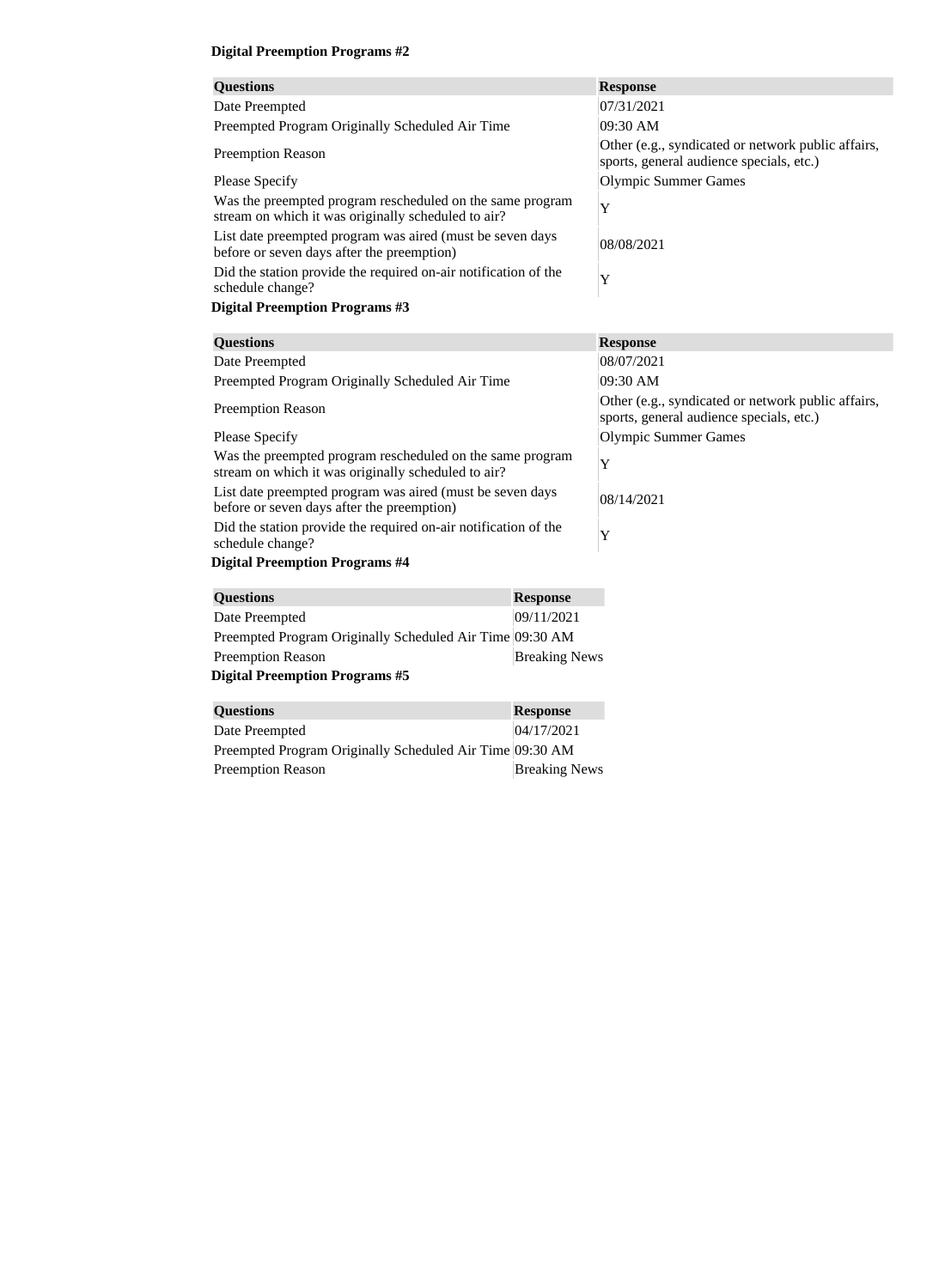**Digital Preemption Programs #2**

| Questions | Response |
| --- | --- |
| Date Preempted | 07/31/2021 |
| Preempted Program Originally Scheduled Air Time | 09:30 AM |
| Preemption Reason | Other (e.g., syndicated or network public affairs, sports, general audience specials, etc.) |
| Please Specify | Olympic Summer Games |
| Was the preempted program rescheduled on the same program stream on which it was originally scheduled to air? | Y |
| List date preempted program was aired (must be seven days before or seven days after the preemption) | 08/08/2021 |
| Did the station provide the required on-air notification of the schedule change? | Y |

**Digital Preemption Programs #3**

| Questions | Response |
| --- | --- |
| Date Preempted | 08/07/2021 |
| Preempted Program Originally Scheduled Air Time | 09:30 AM |
| Preemption Reason | Other (e.g., syndicated or network public affairs, sports, general audience specials, etc.) |
| Please Specify | Olympic Summer Games |
| Was the preempted program rescheduled on the same program stream on which it was originally scheduled to air? | Y |
| List date preempted program was aired (must be seven days before or seven days after the preemption) | 08/14/2021 |
| Did the station provide the required on-air notification of the schedule change? | Y |

**Digital Preemption Programs #4**

| Questions | Response |
| --- | --- |
| Date Preempted | 09/11/2021 |
| Preempted Program Originally Scheduled Air Time | 09:30 AM |
| Preemption Reason | Breaking News |

**Digital Preemption Programs #5**

| Questions | Response |
| --- | --- |
| Date Preempted | 04/17/2021 |
| Preempted Program Originally Scheduled Air Time | 09:30 AM |
| Preemption Reason | Breaking News |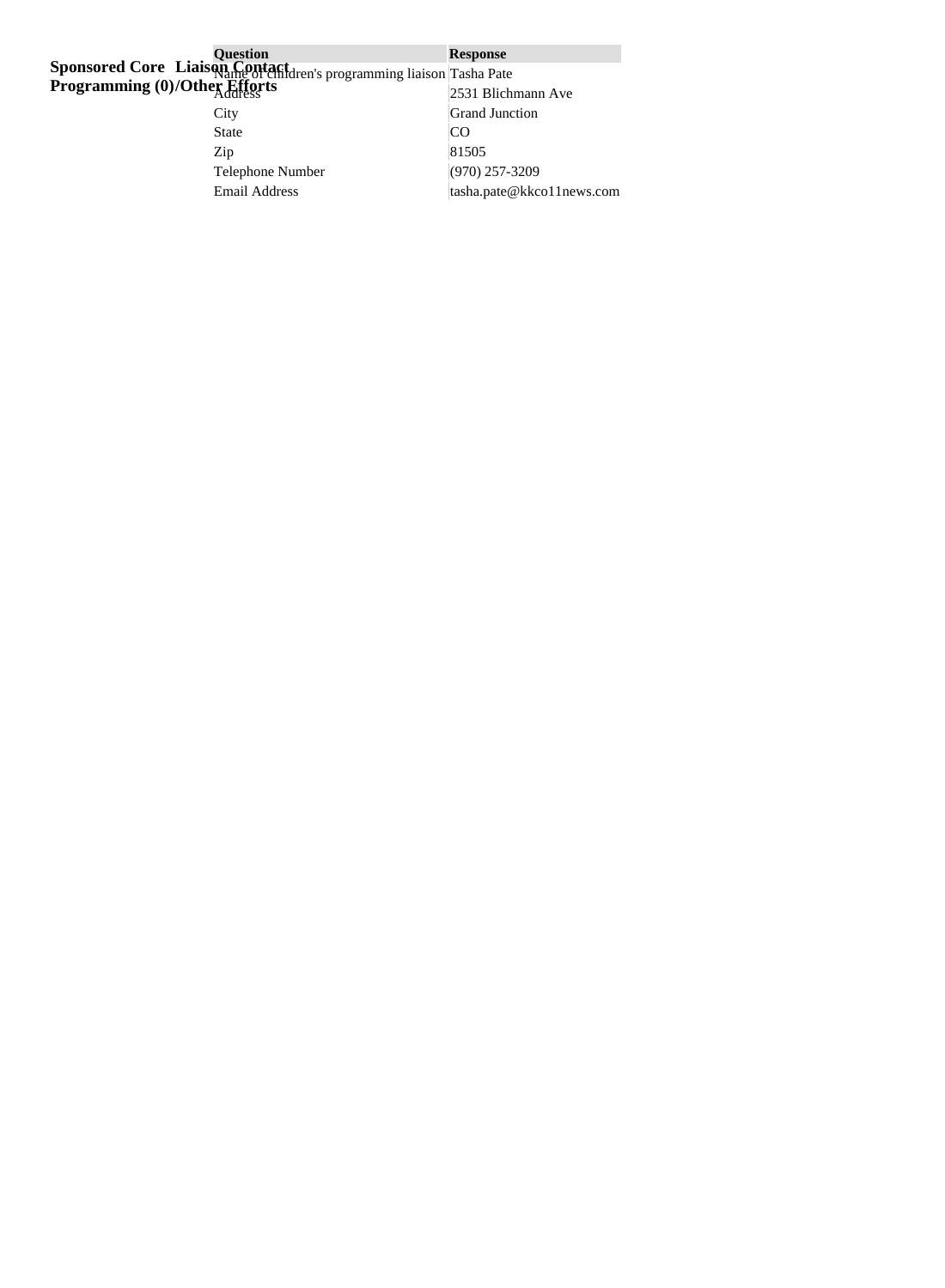**Sponsored Core Programming (0)/Other Efforts**

**Liaison Contact**

| Question | Response |
| --- | --- |
| Name of children's programming liaison | Tasha Pate |
| Address | 2531 Blichmann Ave |
| City | Grand Junction |
| State | CO |
| Zip | 81505 |
| Telephone Number | (970) 257-3209 |
| Email Address | tasha.pate@kkco11news.com |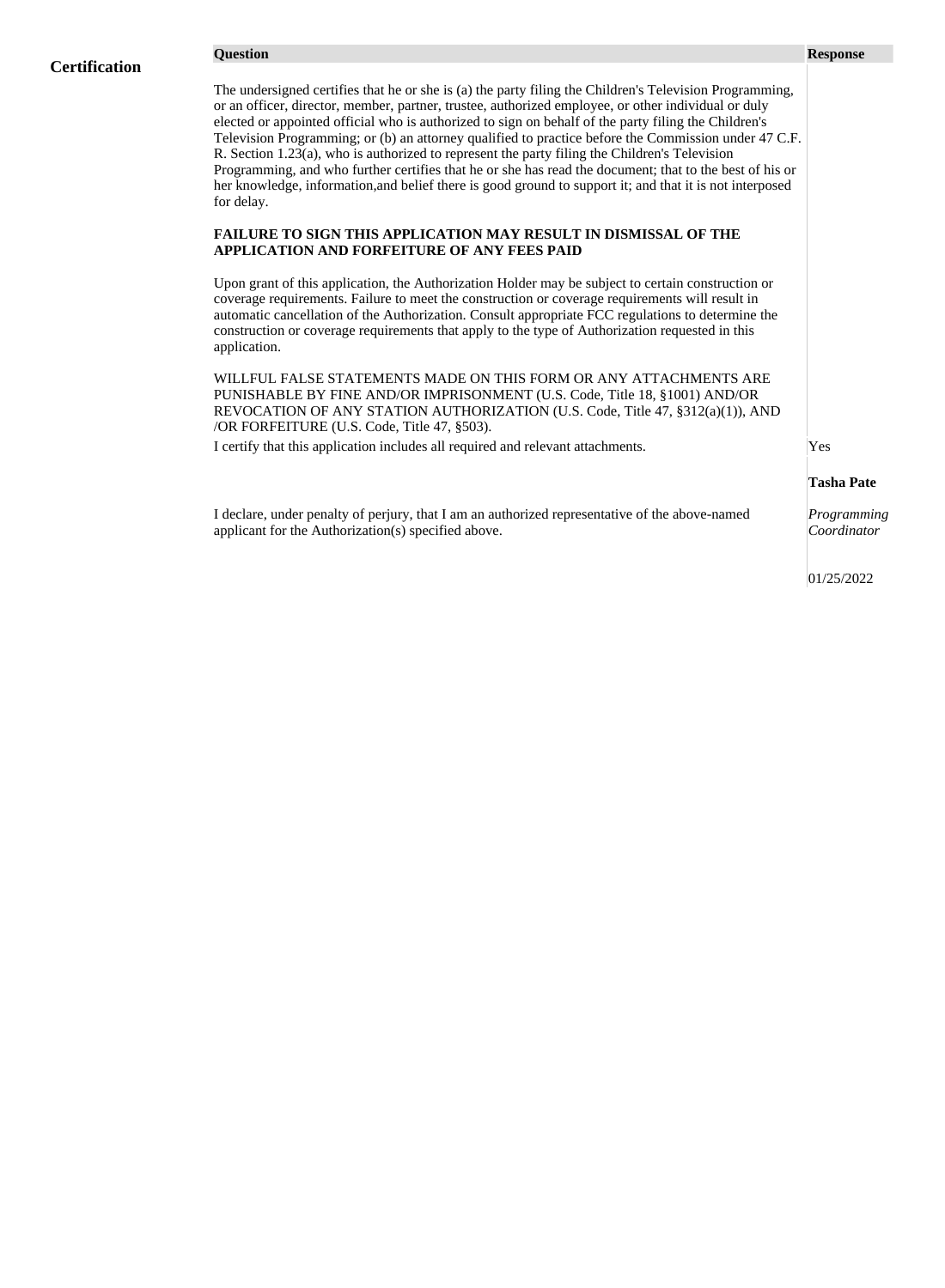## Certification

| Question | Response |
| --- | --- |
| The undersigned certifies that he or she is (a) the party filing the Children's Television Programming, or an officer, director, member, partner, trustee, authorized employee, or other individual or duly elected or appointed official who is authorized to sign on behalf of the party filing the Children's Television Programming; or (b) an attorney qualified to practice before the Commission under 47 C.F. R. Section 1.23(a), who is authorized to represent the party filing the Children's Television Programming, and who further certifies that he or she has read the document; that to the best of his or her knowledge, information,and belief there is good ground to support it; and that it is not interposed for delay.<br><br>**FAILURE TO SIGN THIS APPLICATION MAY RESULT IN DISMISSAL OF THE APPLICATION AND FORFEITURE OF ANY FEES PAID**<br><br>Upon grant of this application, the Authorization Holder may be subject to certain construction or coverage requirements. Failure to meet the construction or coverage requirements will result in automatic cancellation of the Authorization. Consult appropriate FCC regulations to determine the construction or coverage requirements that apply to the type of Authorization requested in this application.<br><br>WILLFUL FALSE STATEMENTS MADE ON THIS FORM OR ANY ATTACHMENTS ARE PUNISHABLE BY FINE AND/OR IMPRISONMENT (U.S. Code, Title 18, §1001) AND/OR REVOCATION OF ANY STATION AUTHORIZATION (U.S. Code, Title 47, §312(a)(1)), AND /OR FORFEITURE (U.S. Code, Title 47, §503). | |
| I certify that this application includes all required and relevant attachments. | Yes |
| I declare, under penalty of perjury, that I am an authorized representative of the above-named applicant for the Authorization(s) specified above. | **Tasha Pate**<br>*Programming Coordinator*<br>01/25/2022 |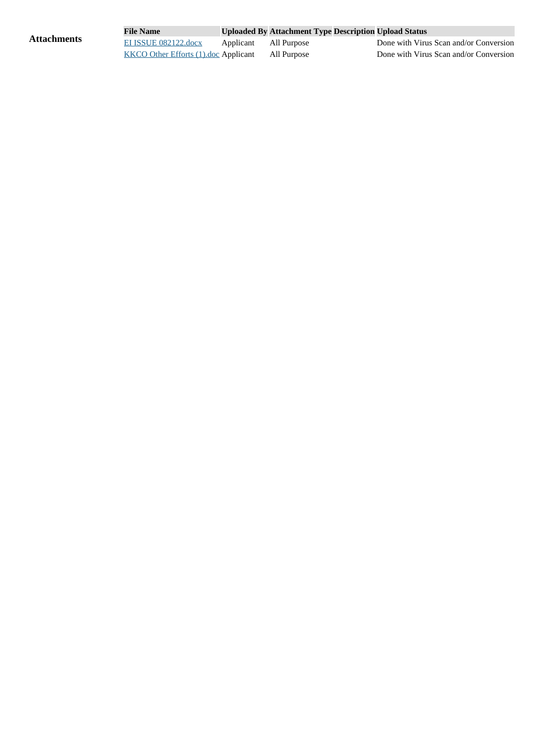**Attachments**

| File Name | Uploaded By | Attachment Type | Description | Upload Status |
|---|---|---|---|---|
| EI ISSUE 082122.docx | Applicant | All Purpose | | Done with Virus Scan and/or Conversion |
| KKCO Other Efforts (1).doc | Applicant | All Purpose | | Done with Virus Scan and/or Conversion |